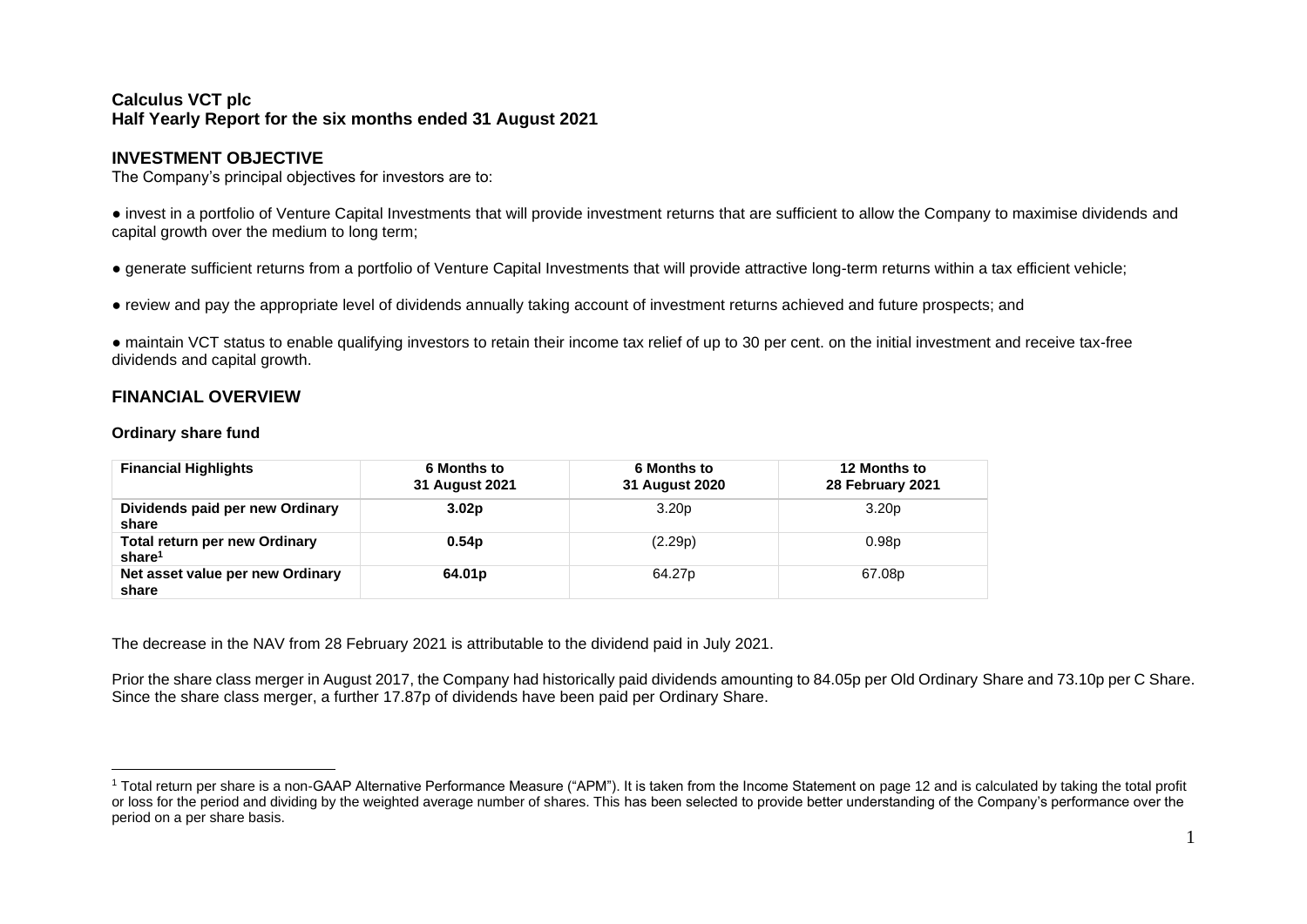# Calculus VCT plc
## Half Yearly Report for the six months ended 31 August 2021

## INVESTMENT OBJECTIVE

The Company's principal objectives for investors are to:

● invest in a portfolio of Venture Capital Investments that will provide investment returns that are sufficient to allow the Company to maximise dividends and capital growth over the medium to long term;

● generate sufficient returns from a portfolio of Venture Capital Investments that will provide attractive long-term returns within a tax efficient vehicle;

● review and pay the appropriate level of dividends annually taking account of investment returns achieved and future prospects; and

● maintain VCT status to enable qualifying investors to retain their income tax relief of up to 30 per cent. on the initial investment and receive tax-free dividends and capital growth.

## FINANCIAL OVERVIEW

### Ordinary share fund

| Financial Highlights | 6 Months to 31 August 2021 | 6 Months to 31 August 2020 | 12 Months to 28 February 2021 |
|---|---|---|---|
| **Dividends paid per new Ordinary share** | **3.02p** | 3.20p | 3.20p |
| **Total return per new Ordinary share[1]** | **0.54p** | (2.29p) | 0.98p |
| **Net asset value per new Ordinary share** | **64.01p** | 64.27p | 67.08p |

The decrease in the NAV from 28 February 2021 is attributable to the dividend paid in July 2021.

Prior the share class merger in August 2017, the Company had historically paid dividends amounting to 84.05p per Old Ordinary Share and 73.10p per C Share. Since the share class merger, a further 17.87p of dividends have been paid per Ordinary Share.

[1] Total return per share is a non-GAAP Alternative Performance Measure ("APM"). It is taken from the Income Statement on page 12 and is calculated by taking the total profit or loss for the period and dividing by the weighted average number of shares. This has been selected to provide better understanding of the Company's performance over the period on a per share basis.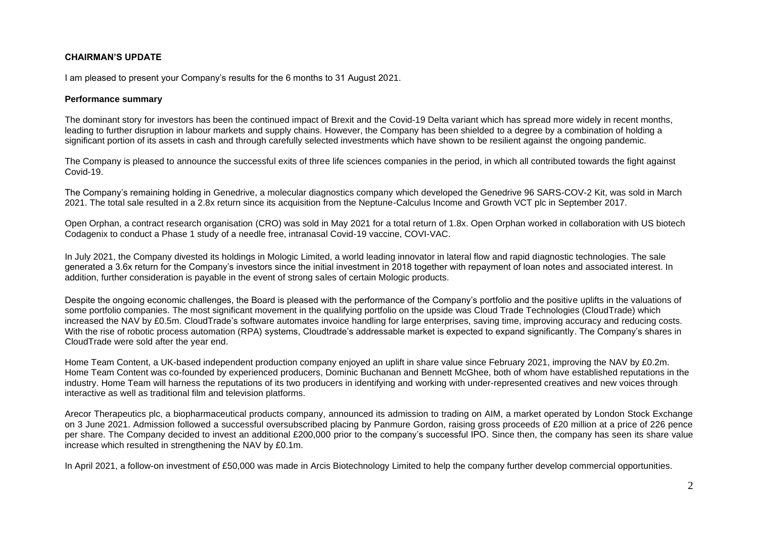**CHAIRMAN'S UPDATE**

I am pleased to present your Company's results for the 6 months to 31 August 2021.

**Performance summary**

The dominant story for investors has been the continued impact of Brexit and the Covid-19 Delta variant which has spread more widely in recent months, leading to further disruption in labour markets and supply chains. However, the Company has been shielded to a degree by a combination of holding a significant portion of its assets in cash and through carefully selected investments which have shown to be resilient against the ongoing pandemic.

The Company is pleased to announce the successful exits of three life sciences companies in the period, in which all contributed towards the fight against Covid-19.

The Company's remaining holding in Genedrive, a molecular diagnostics company which developed the Genedrive 96 SARS-COV-2 Kit, was sold in March 2021. The total sale resulted in a 2.8x return since its acquisition from the Neptune-Calculus Income and Growth VCT plc in September 2017.

Open Orphan, a contract research organisation (CRO) was sold in May 2021 for a total return of 1.8x. Open Orphan worked in collaboration with US biotech Codagenix to conduct a Phase 1 study of a needle free, intranasal Covid-19 vaccine, COVI-VAC.

In July 2021, the Company divested its holdings in Mologic Limited, a world leading innovator in lateral flow and rapid diagnostic technologies. The sale generated a 3.6x return for the Company's investors since the initial investment in 2018 together with repayment of loan notes and associated interest. In addition, further consideration is payable in the event of strong sales of certain Mologic products.

Despite the ongoing economic challenges, the Board is pleased with the performance of the Company's portfolio and the positive uplifts in the valuations of some portfolio companies. The most significant movement in the qualifying portfolio on the upside was Cloud Trade Technologies (CloudTrade) which increased the NAV by £0.5m. CloudTrade's software automates invoice handling for large enterprises, saving time, improving accuracy and reducing costs. With the rise of robotic process automation (RPA) systems, Cloudtrade's addressable market is expected to expand significantly. The Company's shares in CloudTrade were sold after the year end.

Home Team Content, a UK-based independent production company enjoyed an uplift in share value since February 2021, improving the NAV by £0.2m. Home Team Content was co-founded by experienced producers, Dominic Buchanan and Bennett McGhee, both of whom have established reputations in the industry. Home Team will harness the reputations of its two producers in identifying and working with under-represented creatives and new voices through interactive as well as traditional film and television platforms.

Arecor Therapeutics plc, a biopharmaceutical products company, announced its admission to trading on AIM, a market operated by London Stock Exchange on 3 June 2021. Admission followed a successful oversubscribed placing by Panmure Gordon, raising gross proceeds of £20 million at a price of 226 pence per share. The Company decided to invest an additional £200,000 prior to the company's successful IPO. Since then, the company has seen its share value increase which resulted in strengthening the NAV by £0.1m.

In April 2021, a follow-on investment of £50,000 was made in Arcis Biotechnology Limited to help the company further develop commercial opportunities.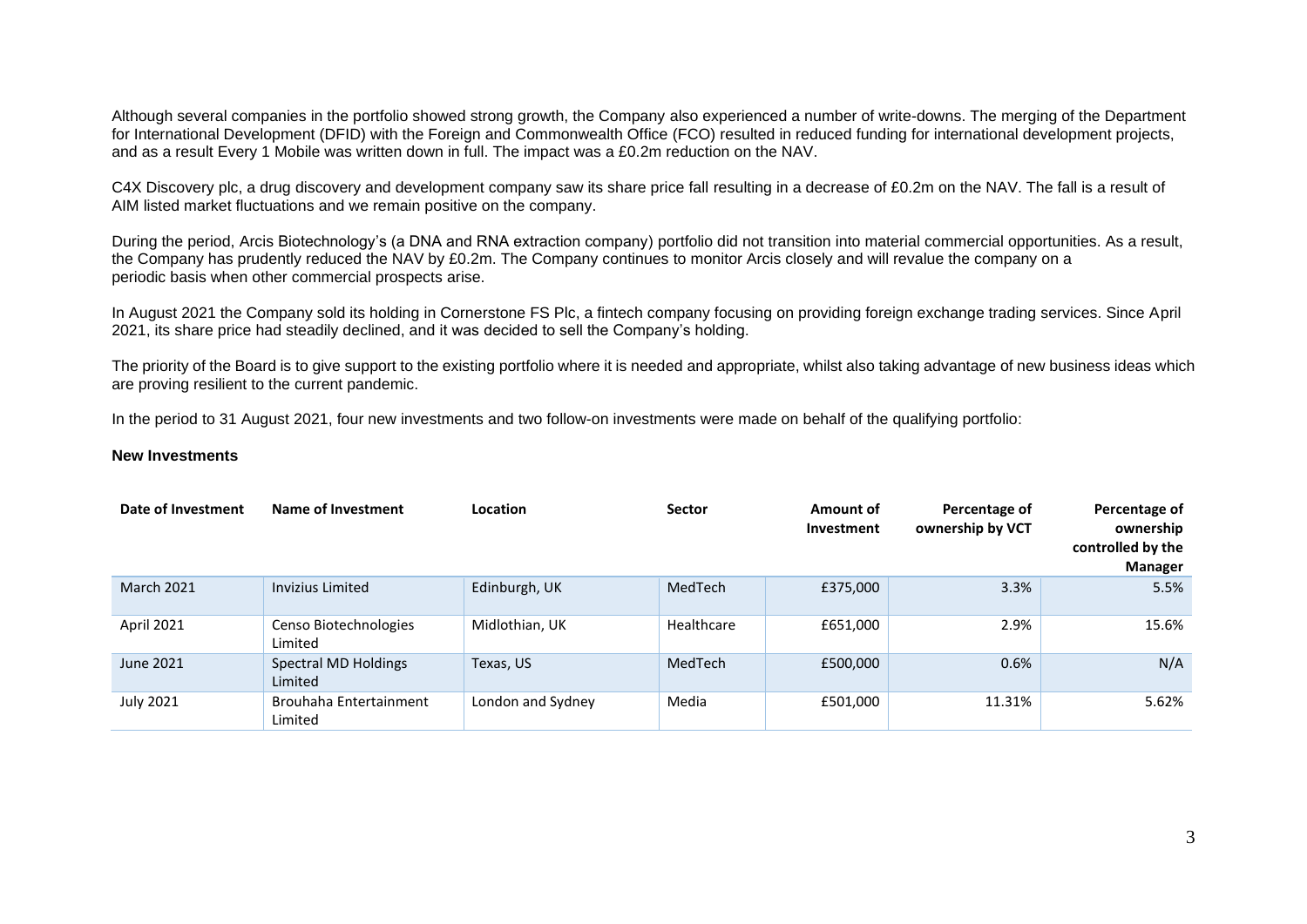Although several companies in the portfolio showed strong growth, the Company also experienced a number of write-downs. The merging of the Department for International Development (DFID) with the Foreign and Commonwealth Office (FCO) resulted in reduced funding for international development projects, and as a result Every 1 Mobile was written down in full. The impact was a £0.2m reduction on the NAV.

C4X Discovery plc, a drug discovery and development company saw its share price fall resulting in a decrease of £0.2m on the NAV. The fall is a result of AIM listed market fluctuations and we remain positive on the company.

During the period, Arcis Biotechnology's (a DNA and RNA extraction company) portfolio did not transition into material commercial opportunities. As a result, the Company has prudently reduced the NAV by £0.2m. The Company continues to monitor Arcis closely and will revalue the company on a periodic basis when other commercial prospects arise.

In August 2021 the Company sold its holding in Cornerstone FS Plc, a fintech company focusing on providing foreign exchange trading services. Since April 2021, its share price had steadily declined, and it was decided to sell the Company's holding.

The priority of the Board is to give support to the existing portfolio where it is needed and appropriate, whilst also taking advantage of new business ideas which are proving resilient to the current pandemic.

In the period to 31 August 2021, four new investments and two follow-on investments were made on behalf of the qualifying portfolio:

**New Investments**

| Date of Investment | Name of Investment | Location | Sector | Amount of Investment | Percentage of ownership by VCT | Percentage of ownership controlled by the Manager |
|---|---|---|---|---|---|---|
| March 2021 | Invizius Limited | Edinburgh, UK | MedTech | £375,000 | 3.3% | 5.5% |
| April 2021 | Censo Biotechnologies Limited | Midlothian, UK | Healthcare | £651,000 | 2.9% | 15.6% |
| June 2021 | Spectral MD Holdings Limited | Texas, US | MedTech | £500,000 | 0.6% | N/A |
| July 2021 | Brouhaha Entertainment Limited | London and Sydney | Media | £501,000 | 11.31% | 5.62% |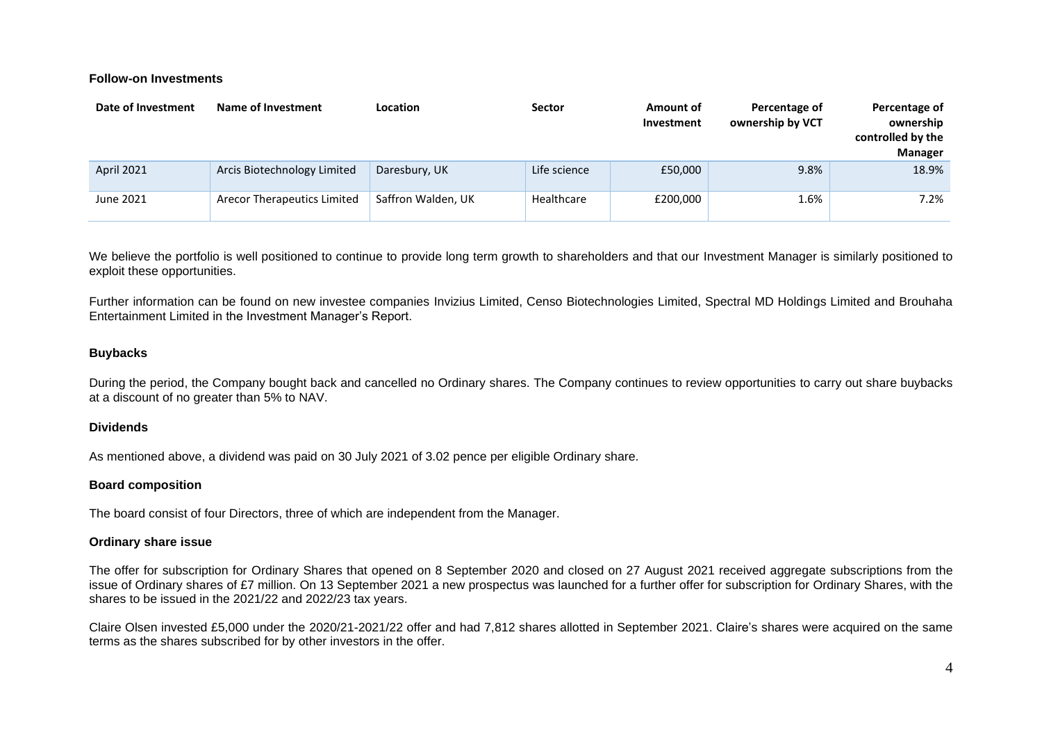**Follow-on Investments**

| Date of Investment | Name of Investment | Location | Sector | Amount of Investment | Percentage of ownership by VCT | Percentage of ownership controlled by the Manager |
|---|---|---|---|---|---|---|
| April 2021 | Arcis Biotechnology Limited | Daresbury, UK | Life science | £50,000 | 9.8% | 18.9% |
| June 2021 | Arecor Therapeutics Limited | Saffron Walden, UK | Healthcare | £200,000 | 1.6% | 7.2% |

We believe the portfolio is well positioned to continue to provide long term growth to shareholders and that our Investment Manager is similarly positioned to exploit these opportunities.

Further information can be found on new investee companies Invizius Limited, Censo Biotechnologies Limited, Spectral MD Holdings Limited and Brouhaha Entertainment Limited in the Investment Manager's Report.

**Buybacks**

During the period, the Company bought back and cancelled no Ordinary shares. The Company continues to review opportunities to carry out share buybacks at a discount of no greater than 5% to NAV.

**Dividends**

As mentioned above, a dividend was paid on 30 July 2021 of 3.02 pence per eligible Ordinary share.

**Board composition**

The board consist of four Directors, three of which are independent from the Manager.

**Ordinary share issue**

The offer for subscription for Ordinary Shares that opened on 8 September 2020 and closed on 27 August 2021 received aggregate subscriptions from the issue of Ordinary shares of £7 million. On 13 September 2021 a new prospectus was launched for a further offer for subscription for Ordinary Shares, with the shares to be issued in the 2021/22 and 2022/23 tax years.

Claire Olsen invested £5,000 under the 2020/21-2021/22 offer and had 7,812 shares allotted in September 2021. Claire's shares were acquired on the same terms as the shares subscribed for by other investors in the offer.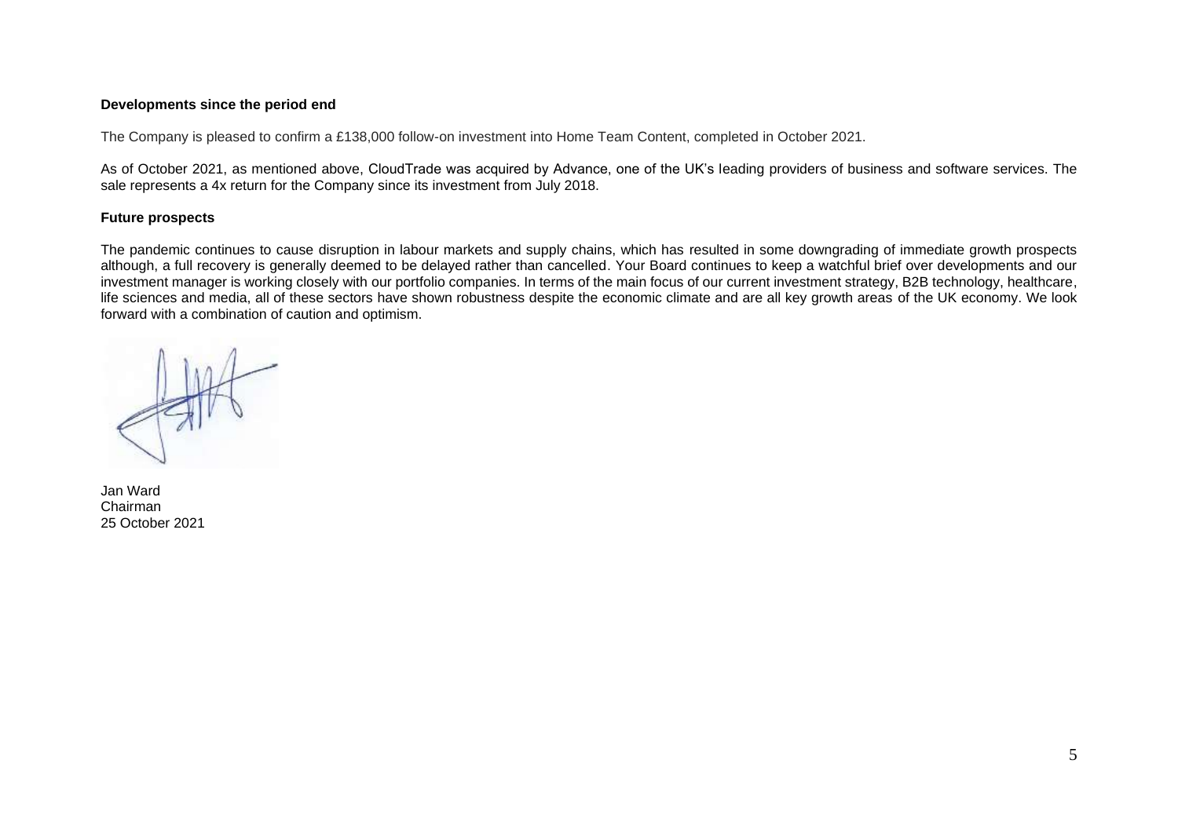**Developments since the period end**

The Company is pleased to confirm a £138,000 follow-on investment into Home Team Content, completed in October 2021.

As of October 2021, as mentioned above, CloudTrade was acquired by Advance, one of the UK's leading providers of business and software services. The sale represents a 4x return for the Company since its investment from July 2018.

**Future prospects**

The pandemic continues to cause disruption in labour markets and supply chains, which has resulted in some downgrading of immediate growth prospects although, a full recovery is generally deemed to be delayed rather than cancelled. Your Board continues to keep a watchful brief over developments and our investment manager is working closely with our portfolio companies. In terms of the main focus of our current investment strategy, B2B technology, healthcare, life sciences and media, all of these sectors have shown robustness despite the economic climate and are all key growth areas of the UK economy. We look forward with a combination of caution and optimism.

Jan Ward
Chairman
25 October 2021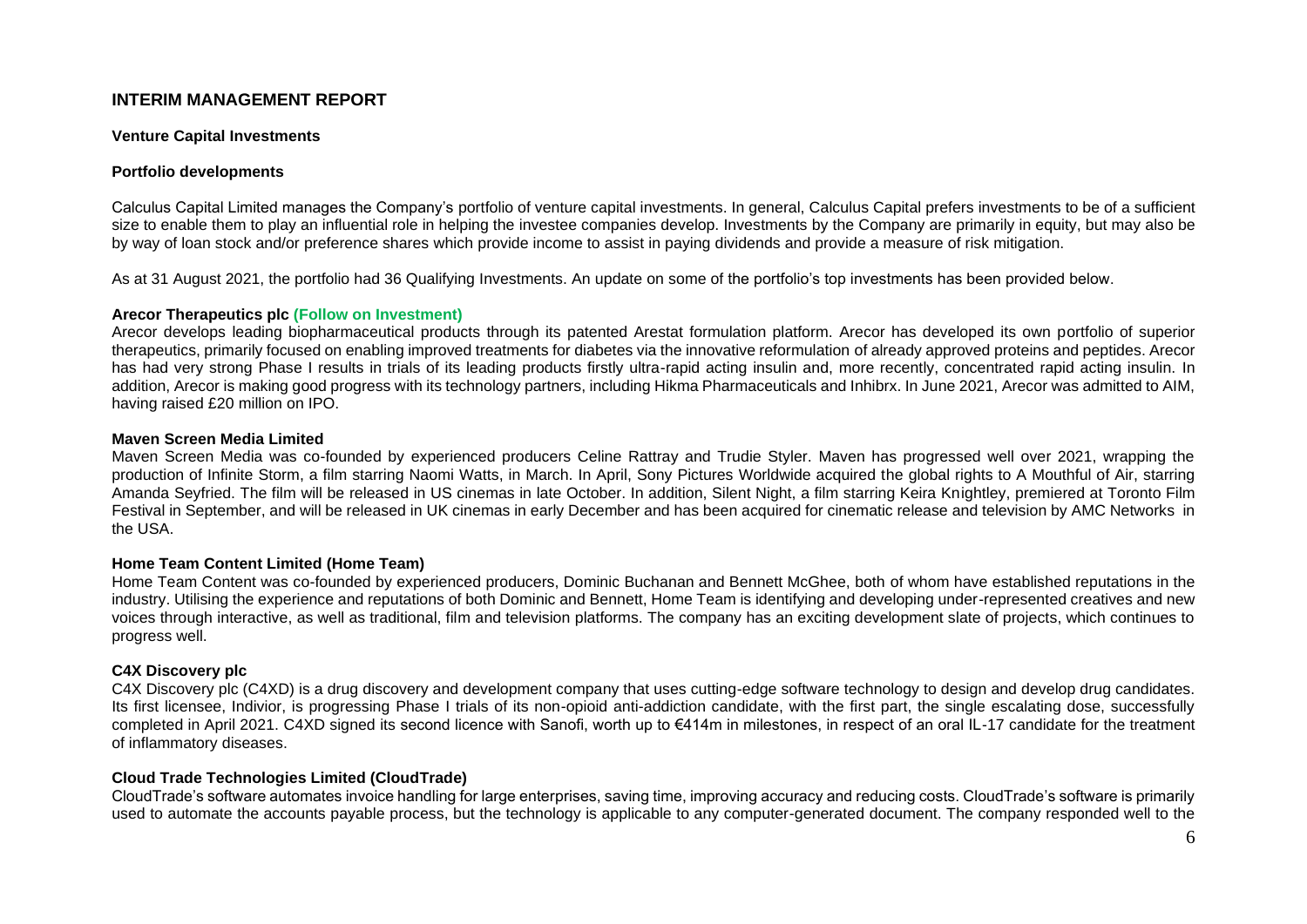## INTERIM MANAGEMENT REPORT

### Venture Capital Investments

#### Portfolio developments

Calculus Capital Limited manages the Company's portfolio of venture capital investments. In general, Calculus Capital prefers investments to be of a sufficient size to enable them to play an influential role in helping the investee companies develop. Investments by the Company are primarily in equity, but may also be by way of loan stock and/or preference shares which provide income to assist in paying dividends and provide a measure of risk mitigation.

As at 31 August 2021, the portfolio had 36 Qualifying Investments. An update on some of the portfolio's top investments has been provided below.

**Arecor Therapeutics plc (Follow on Investment)**
Arecor develops leading biopharmaceutical products through its patented Arestat formulation platform. Arecor has developed its own portfolio of superior therapeutics, primarily focused on enabling improved treatments for diabetes via the innovative reformulation of already approved proteins and peptides. Arecor has had very strong Phase I results in trials of its leading products firstly ultra-rapid acting insulin and, more recently, concentrated rapid acting insulin. In addition, Arecor is making good progress with its technology partners, including Hikma Pharmaceuticals and Inhibrx. In June 2021, Arecor was admitted to AIM, having raised £20 million on IPO.

**Maven Screen Media Limited**
Maven Screen Media was co-founded by experienced producers Celine Rattray and Trudie Styler. Maven has progressed well over 2021, wrapping the production of Infinite Storm, a film starring Naomi Watts, in March. In April, Sony Pictures Worldwide acquired the global rights to A Mouthful of Air, starring Amanda Seyfried. The film will be released in US cinemas in late October. In addition, Silent Night, a film starring Keira Knightley, premiered at Toronto Film Festival in September, and will be released in UK cinemas in early December and has been acquired for cinematic release and television by AMC Networks in the USA.

**Home Team Content Limited (Home Team)**
Home Team Content was co-founded by experienced producers, Dominic Buchanan and Bennett McGhee, both of whom have established reputations in the industry. Utilising the experience and reputations of both Dominic and Bennett, Home Team is identifying and developing under-represented creatives and new voices through interactive, as well as traditional, film and television platforms. The company has an exciting development slate of projects, which continues to progress well.

**C4X Discovery plc**
C4X Discovery plc (C4XD) is a drug discovery and development company that uses cutting-edge software technology to design and develop drug candidates. Its first licensee, Indivior, is progressing Phase I trials of its non-opioid anti-addiction candidate, with the first part, the single escalating dose, successfully completed in April 2021. C4XD signed its second licence with Sanofi, worth up to €414m in milestones, in respect of an oral IL-17 candidate for the treatment of inflammatory diseases.

**Cloud Trade Technologies Limited (CloudTrade)**
CloudTrade's software automates invoice handling for large enterprises, saving time, improving accuracy and reducing costs. CloudTrade's software is primarily used to automate the accounts payable process, but the technology is applicable to any computer-generated document. The company responded well to the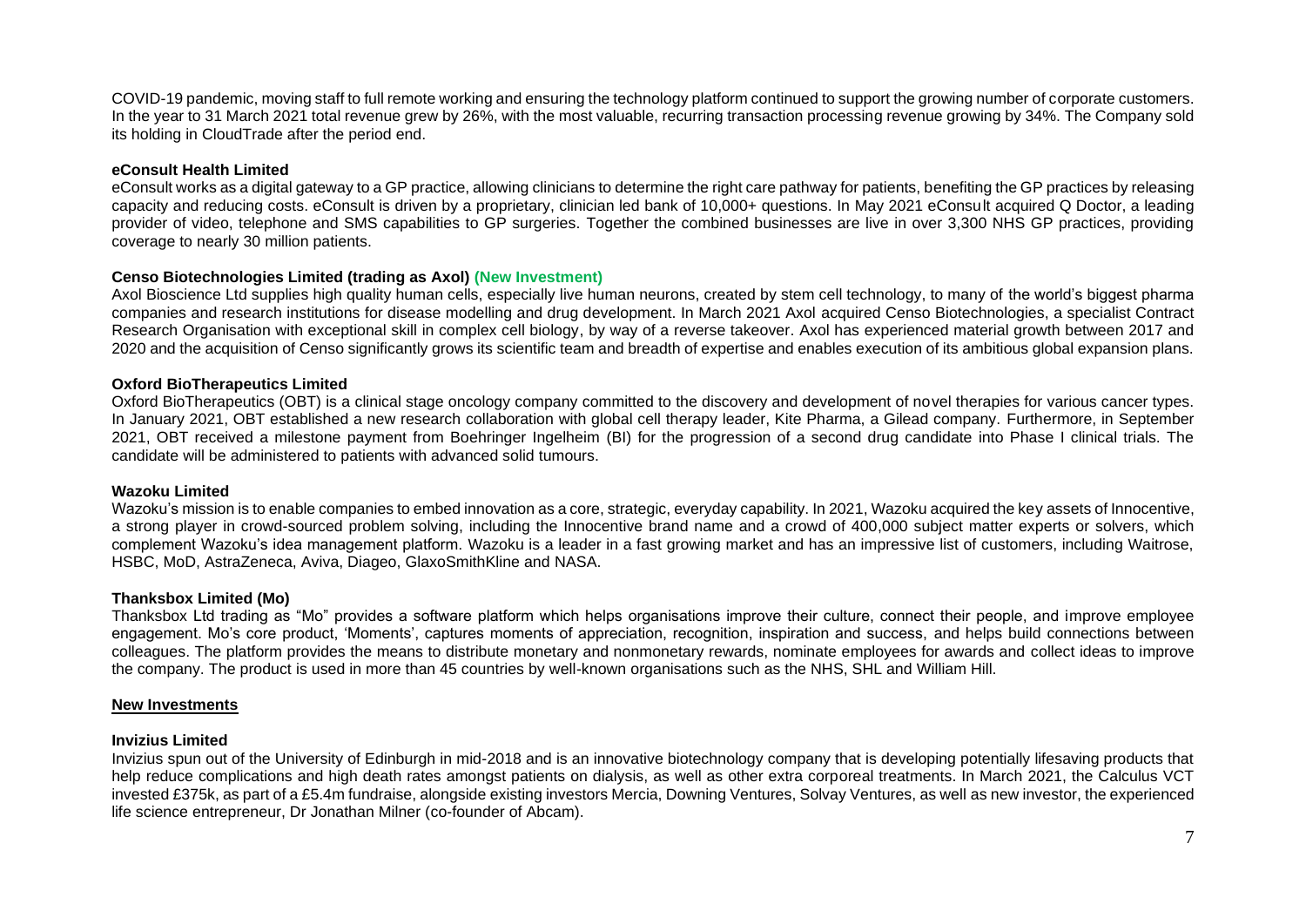COVID-19 pandemic, moving staff to full remote working and ensuring the technology platform continued to support the growing number of corporate customers. In the year to 31 March 2021 total revenue grew by 26%, with the most valuable, recurring transaction processing revenue growing by 34%. The Company sold its holding in CloudTrade after the period end.

**eConsult Health Limited**

eConsult works as a digital gateway to a GP practice, allowing clinicians to determine the right care pathway for patients, benefiting the GP practices by releasing capacity and reducing costs. eConsult is driven by a proprietary, clinician led bank of 10,000+ questions. In May 2021 eConsult acquired Q Doctor, a leading provider of video, telephone and SMS capabilities to GP surgeries. Together the combined businesses are live in over 3,300 NHS GP practices, providing coverage to nearly 30 million patients.

**Censo Biotechnologies Limited (trading as Axol) (New Investment)**

Axol Bioscience Ltd supplies high quality human cells, especially live human neurons, created by stem cell technology, to many of the world's biggest pharma companies and research institutions for disease modelling and drug development. In March 2021 Axol acquired Censo Biotechnologies, a specialist Contract Research Organisation with exceptional skill in complex cell biology, by way of a reverse takeover. Axol has experienced material growth between 2017 and 2020 and the acquisition of Censo significantly grows its scientific team and breadth of expertise and enables execution of its ambitious global expansion plans.

**Oxford BioTherapeutics Limited**

Oxford BioTherapeutics (OBT) is a clinical stage oncology company committed to the discovery and development of novel therapies for various cancer types. In January 2021, OBT established a new research collaboration with global cell therapy leader, Kite Pharma, a Gilead company. Furthermore, in September 2021, OBT received a milestone payment from Boehringer Ingelheim (BI) for the progression of a second drug candidate into Phase I clinical trials. The candidate will be administered to patients with advanced solid tumours.

**Wazoku Limited**

Wazoku's mission is to enable companies to embed innovation as a core, strategic, everyday capability. In 2021, Wazoku acquired the key assets of Innocentive, a strong player in crowd-sourced problem solving, including the Innocentive brand name and a crowd of 400,000 subject matter experts or solvers, which complement Wazoku's idea management platform. Wazoku is a leader in a fast growing market and has an impressive list of customers, including Waitrose, HSBC, MoD, AstraZeneca, Aviva, Diageo, GlaxoSmithKline and NASA.

**Thanksbox Limited (Mo)**

Thanksbox Ltd trading as "Mo" provides a software platform which helps organisations improve their culture, connect their people, and improve employee engagement. Mo's core product, 'Moments', captures moments of appreciation, recognition, inspiration and success, and helps build connections between colleagues. The platform provides the means to distribute monetary and nonmonetary rewards, nominate employees for awards and collect ideas to improve the company. The product is used in more than 45 countries by well-known organisations such as the NHS, SHL and William Hill.

**New Investments**

**Invizius Limited**

Invizius spun out of the University of Edinburgh in mid-2018 and is an innovative biotechnology company that is developing potentially lifesaving products that help reduce complications and high death rates amongst patients on dialysis, as well as other extra corporeal treatments. In March 2021, the Calculus VCT invested £375k, as part of a £5.4m fundraise, alongside existing investors Mercia, Downing Ventures, Solvay Ventures, as well as new investor, the experienced life science entrepreneur, Dr Jonathan Milner (co-founder of Abcam).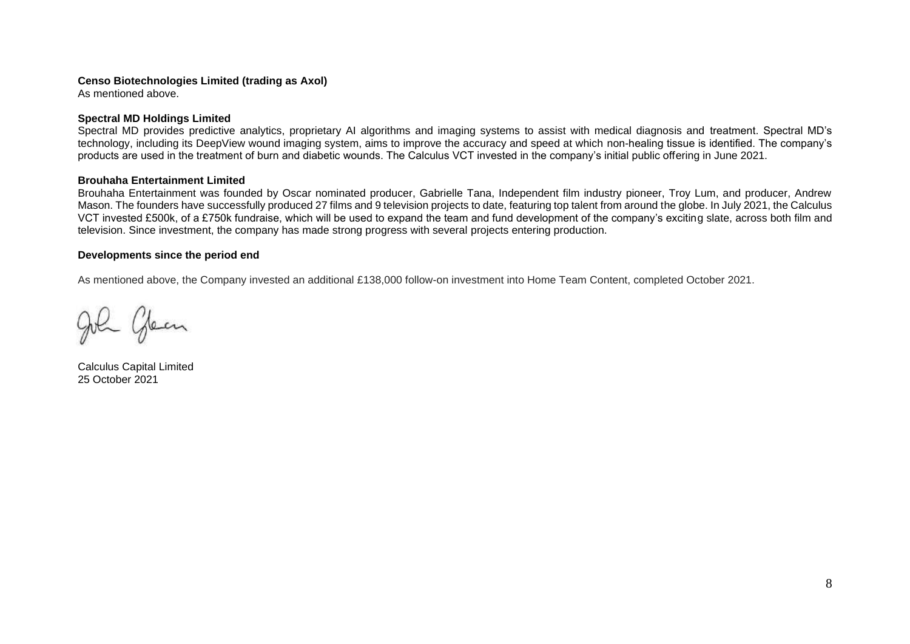**Censo Biotechnologies Limited (trading as Axol)**

As mentioned above.

**Spectral MD Holdings Limited**

Spectral MD provides predictive analytics, proprietary AI algorithms and imaging systems to assist with medical diagnosis and treatment. Spectral MD's technology, including its DeepView wound imaging system, aims to improve the accuracy and speed at which non-healing tissue is identified. The company's products are used in the treatment of burn and diabetic wounds. The Calculus VCT invested in the company's initial public offering in June 2021.

**Brouhaha Entertainment Limited**

Brouhaha Entertainment was founded by Oscar nominated producer, Gabrielle Tana, Independent film industry pioneer, Troy Lum, and producer, Andrew Mason. The founders have successfully produced 27 films and 9 television projects to date, featuring top talent from around the globe. In July 2021, the Calculus VCT invested £500k, of a £750k fundraise, which will be used to expand the team and fund development of the company's exciting slate, across both film and television. Since investment, the company has made strong progress with several projects entering production.

**Developments since the period end**

As mentioned above, the Company invested an additional £138,000 follow-on investment into Home Team Content, completed October 2021.

Calculus Capital Limited
25 October 2021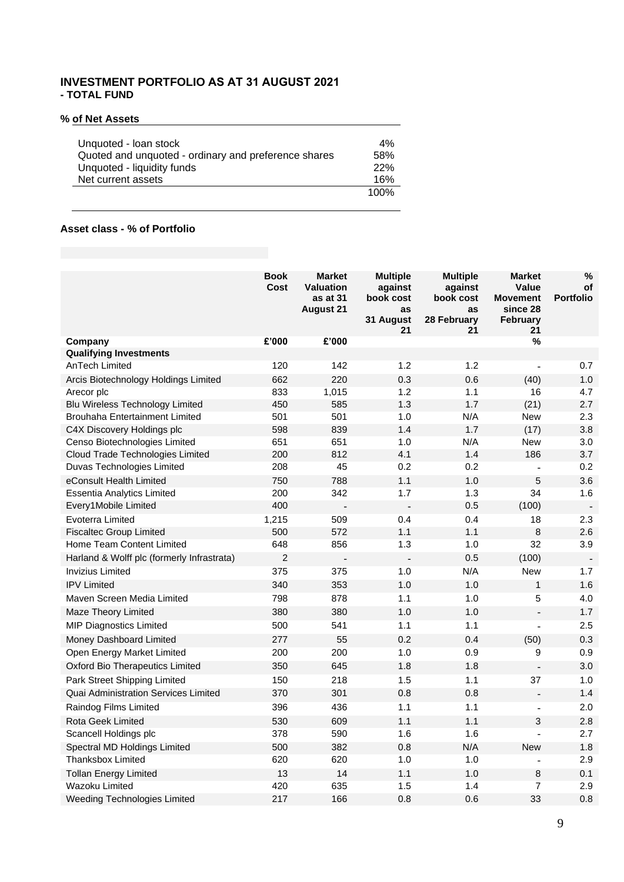## INVESTMENT PORTFOLIO AS AT 31 AUGUST 2021
### - TOTAL FUND

**% of Net Assets**

| | |
|---|---|
| Unquoted - loan stock | 4% |
| Quoted and unquoted - ordinary and preference shares | 58% |
| Unquoted - liquidity funds | 22% |
| Net current assets | 16% |
| | 100% |

**Asset class - % of Portfolio**

| Company | Book Cost | Market Valuation as at 31 August 21 | Multiple against book cost as 31 August 21 | Multiple against book cost as 28 February 21 | Market Value Movement since 28 February 21 | % of Portfolio |
|---|---|---|---|---|---|---|
| | £'000 | £'000 | | | % | |
| **Qualifying Investments** | | | | | | |
| AnTech Limited | 120 | 142 | 1.2 | 1.2 | - | 0.7 |
| Arcis Biotechnology Holdings Limited | 662 | 220 | 0.3 | 0.6 | (40) | 1.0 |
| Arecor plc | 833 | 1,015 | 1.2 | 1.1 | 16 | 4.7 |
| Blu Wireless Technology Limited | 450 | 585 | 1.3 | 1.7 | (21) | 2.7 |
| Brouhaha Entertainment Limited | 501 | 501 | 1.0 | N/A | New | 2.3 |
| C4X Discovery Holdings plc | 598 | 839 | 1.4 | 1.7 | (17) | 3.8 |
| Censo Biotechnologies Limited | 651 | 651 | 1.0 | N/A | New | 3.0 |
| Cloud Trade Technologies Limited | 200 | 812 | 4.1 | 1.4 | 186 | 3.7 |
| Duvas Technologies Limited | 208 | 45 | 0.2 | 0.2 | - | 0.2 |
| eConsult Health Limited | 750 | 788 | 1.1 | 1.0 | 5 | 3.6 |
| Essentia Analytics Limited | 200 | 342 | 1.7 | 1.3 | 34 | 1.6 |
| Every1Mobile Limited | 400 | - | - | 0.5 | (100) | - |
| Evoterra Limited | 1,215 | 509 | 0.4 | 0.4 | 18 | 2.3 |
| Fiscaltec Group Limited | 500 | 572 | 1.1 | 1.1 | 8 | 2.6 |
| Home Team Content Limited | 648 | 856 | 1.3 | 1.0 | 32 | 3.9 |
| Harland & Wolff plc (formerly Infrastrata) | 2 | - | - | 0.5 | (100) | - |
| Invizius Limited | 375 | 375 | 1.0 | N/A | New | 1.7 |
| IPV Limited | 340 | 353 | 1.0 | 1.0 | 1 | 1.6 |
| Maven Screen Media Limited | 798 | 878 | 1.1 | 1.0 | 5 | 4.0 |
| Maze Theory Limited | 380 | 380 | 1.0 | 1.0 | - | 1.7 |
| MIP Diagnostics Limited | 500 | 541 | 1.1 | 1.1 | - | 2.5 |
| Money Dashboard Limited | 277 | 55 | 0.2 | 0.4 | (50) | 0.3 |
| Open Energy Market Limited | 200 | 200 | 1.0 | 0.9 | 9 | 0.9 |
| Oxford Bio Therapeutics Limited | 350 | 645 | 1.8 | 1.8 | - | 3.0 |
| Park Street Shipping Limited | 150 | 218 | 1.5 | 1.1 | 37 | 1.0 |
| Quai Administration Services Limited | 370 | 301 | 0.8 | 0.8 | - | 1.4 |
| Raindog Films Limited | 396 | 436 | 1.1 | 1.1 | - | 2.0 |
| Rota Geek Limited | 530 | 609 | 1.1 | 1.1 | 3 | 2.8 |
| Scancell Holdings plc | 378 | 590 | 1.6 | 1.6 | - | 2.7 |
| Spectral MD Holdings Limited | 500 | 382 | 0.8 | N/A | New | 1.8 |
| Thanksbox Limited | 620 | 620 | 1.0 | 1.0 | - | 2.9 |
| Tollan Energy Limited | 13 | 14 | 1.1 | 1.0 | 8 | 0.1 |
| Wazoku Limited | 420 | 635 | 1.5 | 1.4 | 7 | 2.9 |
| Weeding Technologies Limited | 217 | 166 | 0.8 | 0.6 | 33 | 0.8 |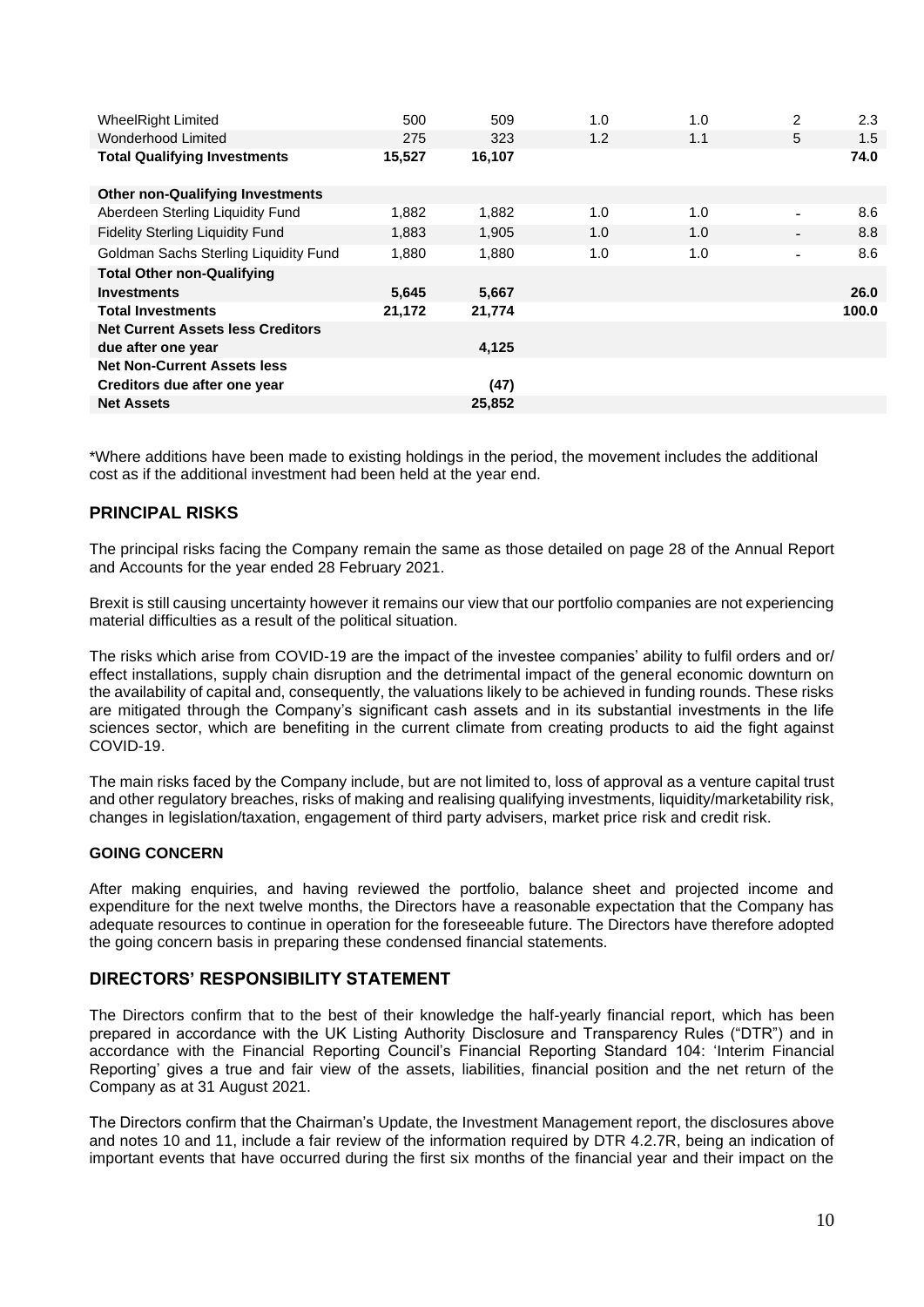| | | | | | | |
|---|---|---|---|---|---|---|
| WheelRight Limited | 500 | 509 | 1.0 | 1.0 | 2 | 2.3 |
| Wonderhood Limited | 275 | 323 | 1.2 | 1.1 | 5 | 1.5 |
| **Total Qualifying Investments** | **15,527** | **16,107** | | | | **74.0** |
| | | | | | | |
| **Other non-Qualifying Investments** | | | | | | |
| Aberdeen Sterling Liquidity Fund | 1,882 | 1,882 | 1.0 | 1.0 | - | 8.6 |
| Fidelity Sterling Liquidity Fund | 1,883 | 1,905 | 1.0 | 1.0 | - | 8.8 |
| Goldman Sachs Sterling Liquidity Fund | 1,880 | 1,880 | 1.0 | 1.0 | - | 8.6 |
| **Total Other non-Qualifying Investments** | **5,645** | **5,667** | | | | **26.0** |
| **Total Investments** | **21,172** | **21,774** | | | | **100.0** |
| **Net Current Assets less Creditors due after one year** | | **4,125** | | | | |
| **Net Non-Current Assets less Creditors due after one year** | | **(47)** | | | | |
| **Net Assets** | | **25,852** | | | | |

*Where additions have been made to existing holdings in the period, the movement includes the additional cost as if the additional investment had been held at the year end.

## PRINCIPAL RISKS

The principal risks facing the Company remain the same as those detailed on page 28 of the Annual Report and Accounts for the year ended 28 February 2021.

Brexit is still causing uncertainty however it remains our view that our portfolio companies are not experiencing material difficulties as a result of the political situation.

The risks which arise from COVID-19 are the impact of the investee companies' ability to fulfil orders and or/ effect installations, supply chain disruption and the detrimental impact of the general economic downturn on the availability of capital and, consequently, the valuations likely to be achieved in funding rounds. These risks are mitigated through the Company's significant cash assets and in its substantial investments in the life sciences sector, which are benefiting in the current climate from creating products to aid the fight against COVID-19.

The main risks faced by the Company include, but are not limited to, loss of approval as a venture capital trust and other regulatory breaches, risks of making and realising qualifying investments, liquidity/marketability risk, changes in legislation/taxation, engagement of third party advisers, market price risk and credit risk.

### GOING CONCERN

After making enquiries, and having reviewed the portfolio, balance sheet and projected income and expenditure for the next twelve months, the Directors have a reasonable expectation that the Company has adequate resources to continue in operation for the foreseeable future. The Directors have therefore adopted the going concern basis in preparing these condensed financial statements.

## DIRECTORS' RESPONSIBILITY STATEMENT

The Directors confirm that to the best of their knowledge the half-yearly financial report, which has been prepared in accordance with the UK Listing Authority Disclosure and Transparency Rules ("DTR") and in accordance with the Financial Reporting Council's Financial Reporting Standard 104: 'Interim Financial Reporting' gives a true and fair view of the assets, liabilities, financial position and the net return of the Company as at 31 August 2021.

The Directors confirm that the Chairman's Update, the Investment Management report, the disclosures above and notes 10 and 11, include a fair review of the information required by DTR 4.2.7R, being an indication of important events that have occurred during the first six months of the financial year and their impact on the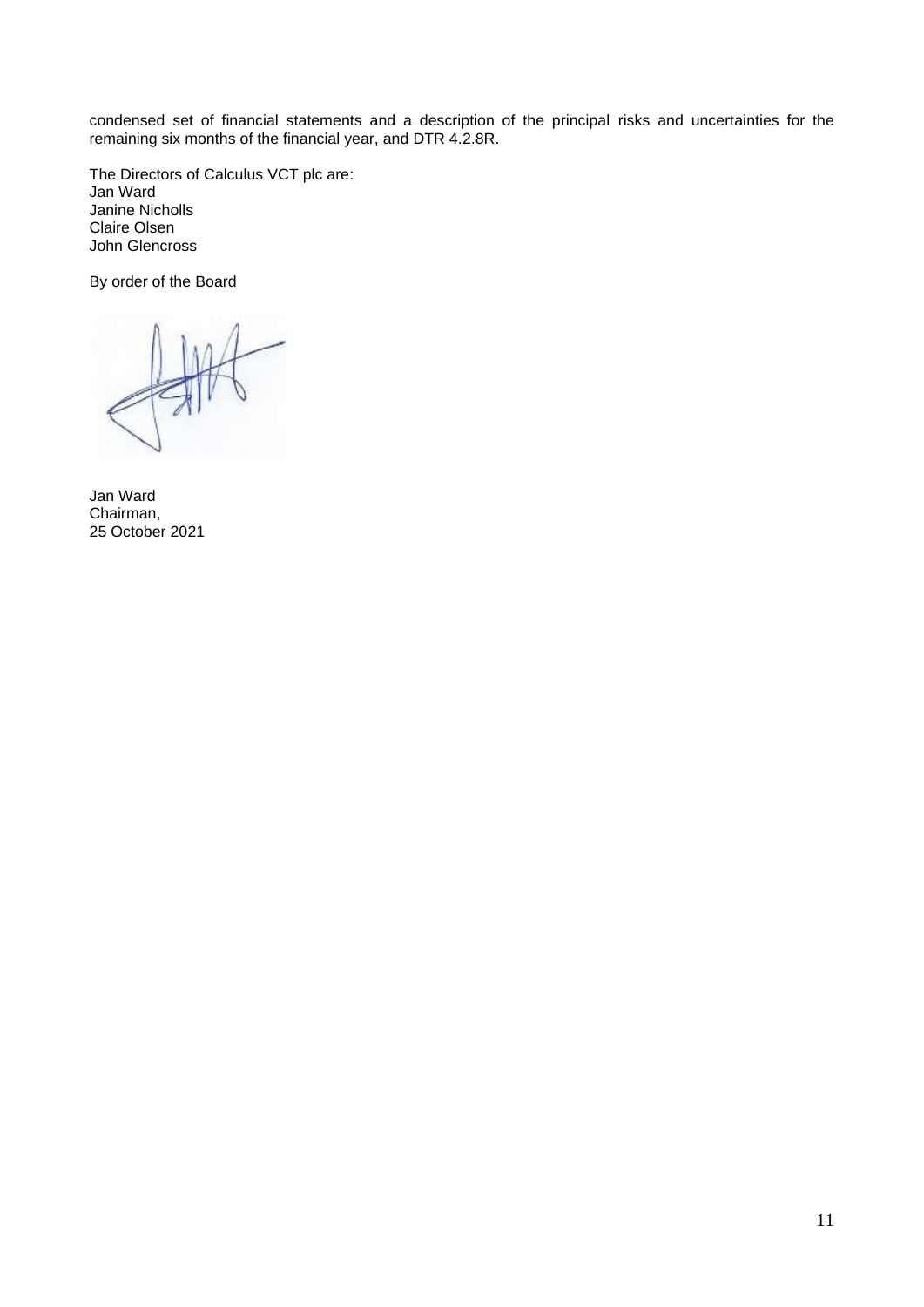condensed set of financial statements and a description of the principal risks and uncertainties for the remaining six months of the financial year, and DTR 4.2.8R.

The Directors of Calculus VCT plc are:
Jan Ward
Janine Nicholls
Claire Olsen
John Glencross

By order of the Board

Jan Ward
Chairman,
25 October 2021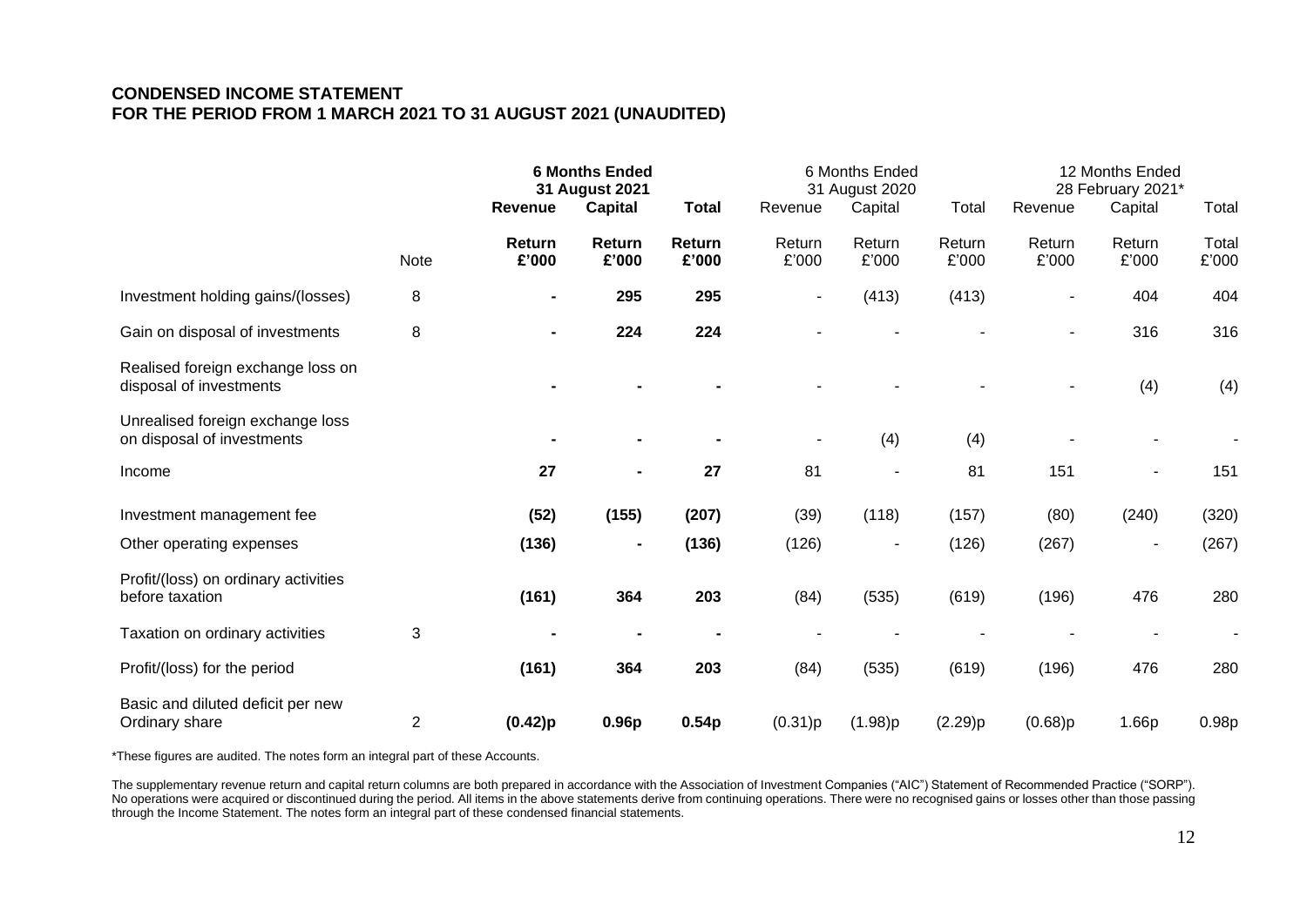## CONDENSED INCOME STATEMENT
## FOR THE PERIOD FROM 1 MARCH 2021 TO 31 AUGUST 2021 (UNAUDITED)

| | | **6 Months Ended 31 August 2021** | | | 6 Months Ended 31 August 2020 | | | 12 Months Ended 28 February 2021* | | |
|---|---|---|---|---|---|---|---|---|---|---|
| | | **Revenue** | **Capital** | **Total** | Revenue | Capital | Total | Revenue | Capital | Total |
| | Note | **Return £'000** | **Return £'000** | **Return £'000** | Return £'000 | Return £'000 | Return £'000 | Return £'000 | Return £'000 | Total £'000 |
| Investment holding gains/(losses) | 8 | **-** | **295** | **295** | - | (413) | (413) | - | 404 | 404 |
| Gain on disposal of investments | 8 | **-** | **224** | **224** | - | - | - | - | 316 | 316 |
| Realised foreign exchange loss on disposal of investments | | **-** | **-** | **-** | - | - | - | - | (4) | (4) |
| Unrealised foreign exchange loss on disposal of investments | | **-** | **-** | **-** | - | (4) | (4) | - | - | - |
| Income | | **27** | **-** | **27** | 81 | - | 81 | 151 | - | 151 |
| Investment management fee | | **(52)** | **(155)** | **(207)** | (39) | (118) | (157) | (80) | (240) | (320) |
| Other operating expenses | | **(136)** | **-** | **(136)** | (126) | - | (126) | (267) | - | (267) |
| Profit/(loss) on ordinary activities before taxation | | **(161)** | **364** | **203** | (84) | (535) | (619) | (196) | 476 | 280 |
| Taxation on ordinary activities | 3 | **-** | **-** | **-** | - | - | - | - | - | - |
| Profit/(loss) for the period | | **(161)** | **364** | **203** | (84) | (535) | (619) | (196) | 476 | 280 |
| Basic and diluted deficit per new Ordinary share | 2 | **(0.42)p** | **0.96p** | **0.54p** | (0.31)p | (1.98)p | (2.29)p | (0.68)p | 1.66p | 0.98p |

*These figures are audited. The notes form an integral part of these Accounts.

The supplementary revenue return and capital return columns are both prepared in accordance with the Association of Investment Companies ("AIC") Statement of Recommended Practice ("SORP"). No operations were acquired or discontinued during the period. All items in the above statements derive from continuing operations. There were no recognised gains or losses other than those passing through the Income Statement. The notes form an integral part of these condensed financial statements.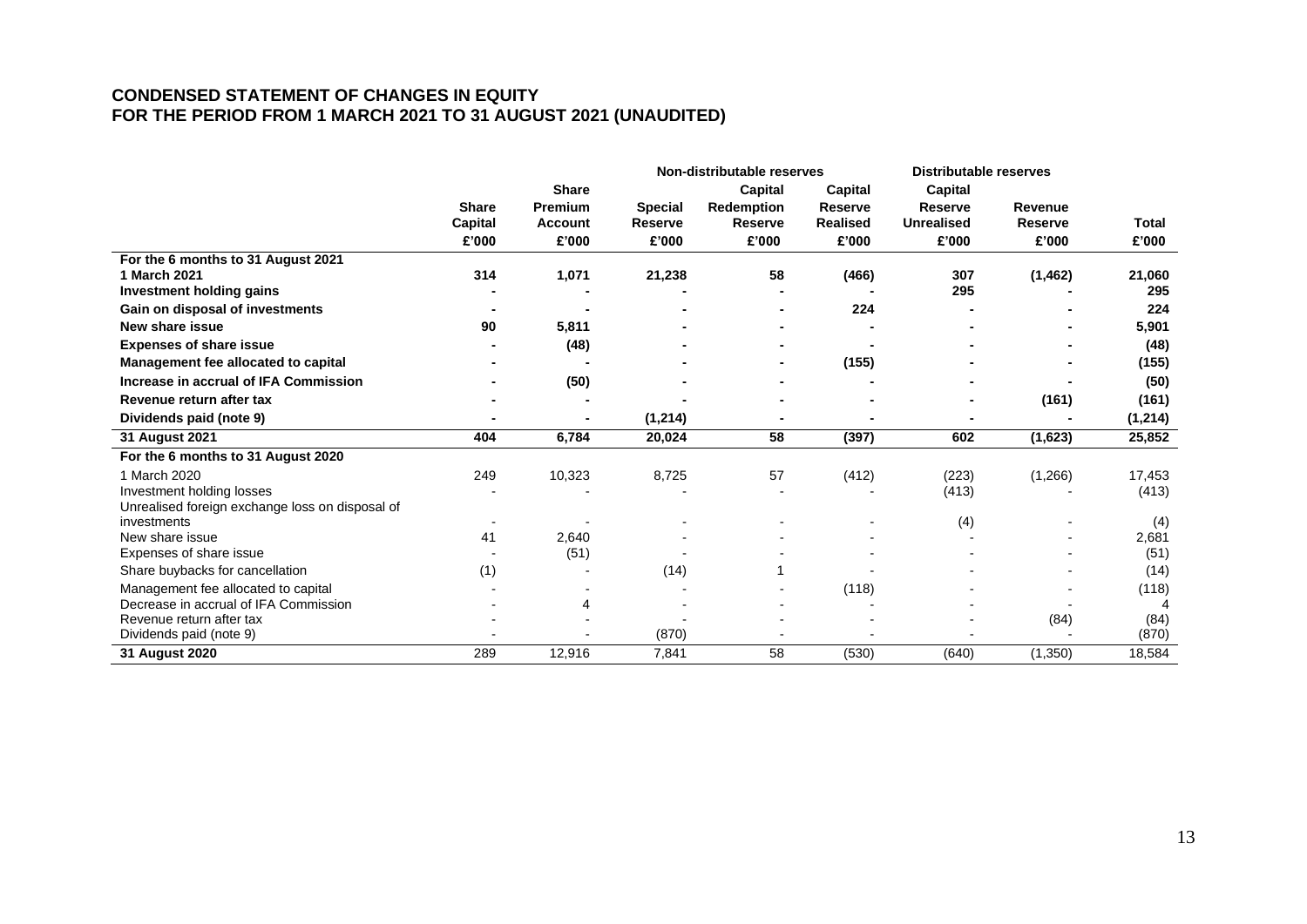## CONDENSED STATEMENT OF CHANGES IN EQUITY
## FOR THE PERIOD FROM 1 MARCH 2021 TO 31 AUGUST 2021 (UNAUDITED)

| | | | Non-distributable reserves | | | Distributable reserves | | |
|---|---|---|---|---|---|---|---|---|
| | Share Capital | Share Premium Account | Special Reserve | Capital Redemption Reserve | Capital Reserve Realised | Capital Reserve Unrealised | Revenue Reserve | Total |
| | £'000 | £'000 | £'000 | £'000 | £'000 | £'000 | £'000 | £'000 |
| **For the 6 months to 31 August 2021** | | | | | | | | |
| **1 March 2021** | **314** | **1,071** | **21,238** | **58** | **(466)** | **307** | **(1,462)** | **21,060** |
| **Investment holding gains** | **-** | **-** | **-** | **-** | **-** | **295** | **-** | **295** |
| **Gain on disposal of investments** | **-** | **-** | **-** | **-** | **224** | **-** | **-** | **224** |
| **New share issue** | **90** | **5,811** | **-** | **-** | **-** | **-** | **-** | **5,901** |
| **Expenses of share issue** | **-** | **(48)** | **-** | **-** | **-** | **-** | **-** | **(48)** |
| **Management fee allocated to capital** | **-** | **-** | **-** | **-** | **(155)** | **-** | **-** | **(155)** |
| **Increase in accrual of IFA Commission** | **-** | **(50)** | **-** | **-** | **-** | **-** | **-** | **(50)** |
| **Revenue return after tax** | **-** | **-** | **-** | **-** | **-** | **-** | **(161)** | **(161)** |
| **Dividends paid (note 9)** | **-** | **-** | **(1,214)** | **-** | **-** | **-** | **-** | **(1,214)** |
| **31 August 2021** | **404** | **6,784** | **20,024** | **58** | **(397)** | **602** | **(1,623)** | **25,852** |
| **For the 6 months to 31 August 2020** | | | | | | | | |
| 1 March 2020 | 249 | 10,323 | 8,725 | 57 | (412) | (223) | (1,266) | 17,453 |
| Investment holding losses | - | - | - | - | - | (413) | - | (413) |
| Unrealised foreign exchange loss on disposal of investments | - | - | - | - | - | (4) | - | (4) |
| New share issue | 41 | 2,640 | - | - | - | - | - | 2,681 |
| Expenses of share issue | - | (51) | - | - | - | - | - | (51) |
| Share buybacks for cancellation | (1) | - | (14) | 1 | - | - | - | (14) |
| Management fee allocated to capital | - | - | - | - | (118) | - | - | (118) |
| Decrease in accrual of IFA Commission | - | 4 | - | - | - | - | - | 4 |
| Revenue return after tax | - | - | - | - | - | - | (84) | (84) |
| Dividends paid (note 9) | - | - | (870) | - | - | - | - | (870) |
| **31 August 2020** | 289 | 12,916 | 7,841 | 58 | (530) | (640) | (1,350) | 18,584 |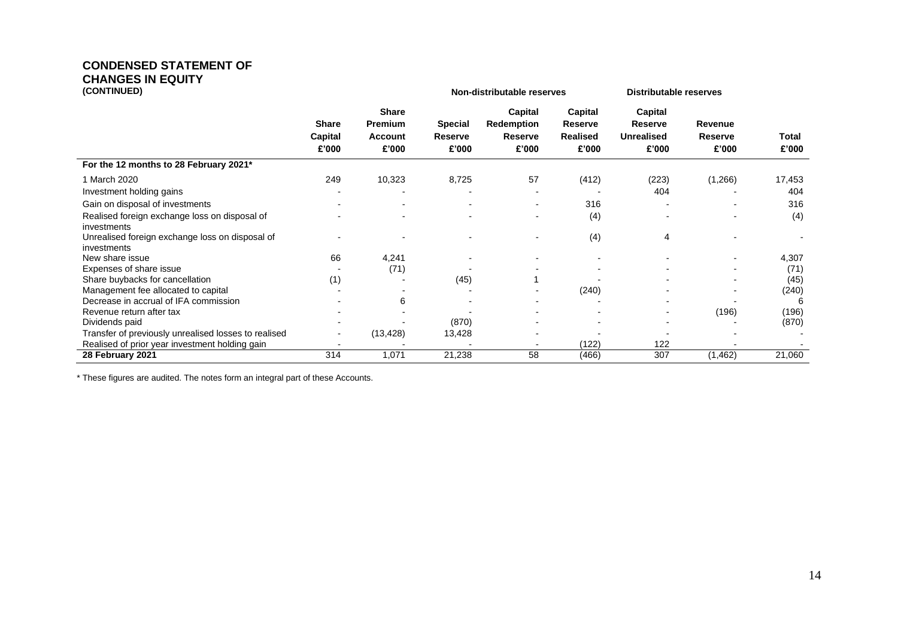# CONDENSED STATEMENT OF CHANGES IN EQUITY (CONTINUED)

| | Share Capital £'000 | Share Premium Account £'000 | Special Reserve £'000 | Capital Redemption Reserve £'000 | Capital Reserve Realised £'000 | Capital Reserve Unrealised £'000 | Revenue Reserve £'000 | Total £'000 |
|---|---|---|---|---|---|---|---|---|
| | | | Non-distributable reserves | | | Distributable reserves | | |
| **For the 12 months to 28 February 2021*** | | | | | | | | |
| 1 March 2020 | 249 | 10,323 | 8,725 | 57 | (412) | (223) | (1,266) | 17,453 |
| Investment holding gains | - | - | - | - | - | 404 | - | 404 |
| Gain on disposal of investments | - | - | - | - | 316 | - | - | 316 |
| Realised foreign exchange loss on disposal of investments | - | - | - | - | (4) | - | - | (4) |
| Unrealised foreign exchange loss on disposal of investments | - | - | - | - | (4) | 4 | - | - |
| New share issue | 66 | 4,241 | - | - | - | - | - | 4,307 |
| Expenses of share issue | - | (71) | - | - | - | - | - | (71) |
| Share buybacks for cancellation | (1) | - | (45) | 1 | - | - | - | (45) |
| Management fee allocated to capital | - | - | - | - | (240) | - | - | (240) |
| Decrease in accrual of IFA commission | - | 6 | - | - | - | - | - | 6 |
| Revenue return after tax | - | - | - | - | - | - | (196) | (196) |
| Dividends paid | - | - | (870) | - | - | - | - | (870) |
| Transfer of previously unrealised losses to realised | - | (13,428) | 13,428 | - | - | - | - | - |
| Realised of prior year investment holding gain | - | - | - | - | (122) | 122 | - | - |
| **28 February 2021** | 314 | 1,071 | 21,238 | 58 | (466) | 307 | (1,462) | 21,060 |

* These figures are audited. The notes form an integral part of these Accounts.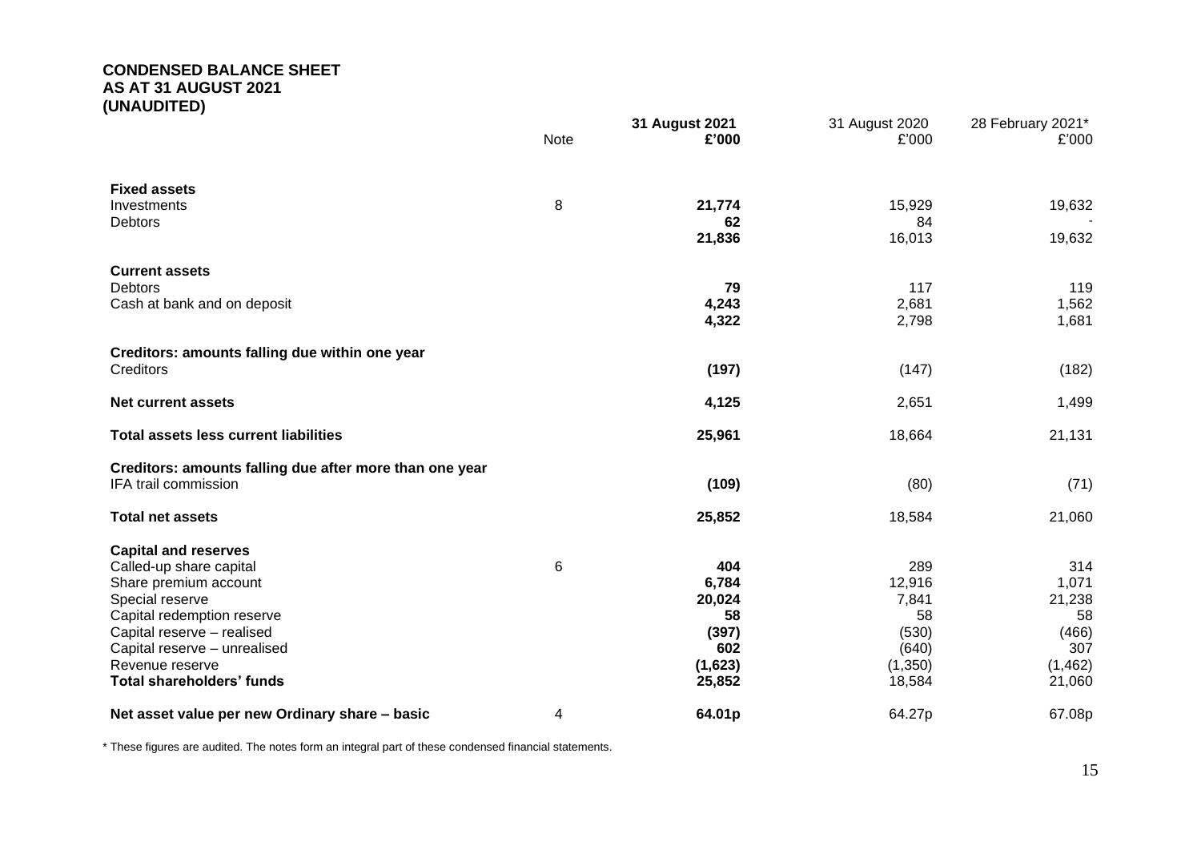**CONDENSED BALANCE SHEET**
**AS AT 31 AUGUST 2021**
**(UNAUDITED)**

| | Note | **31 August 2021 £'000** | 31 August 2020 £'000 | 28 February 2021* £'000 |
|---|---|---|---|---|
| **Fixed assets** | | | | |
| Investments | 8 | **21,774** | 15,929 | 19,632 |
| Debtors | | **62** | 84 | - |
| | | **21,836** | 16,013 | 19,632 |
| **Current assets** | | | | |
| Debtors | | **79** | 117 | 119 |
| Cash at bank and on deposit | | **4,243** | 2,681 | 1,562 |
| | | **4,322** | 2,798 | 1,681 |
| **Creditors: amounts falling due within one year** | | | | |
| Creditors | | **(197)** | (147) | (182) |
| **Net current assets** | | **4,125** | 2,651 | 1,499 |
| **Total assets less current liabilities** | | **25,961** | 18,664 | 21,131 |
| **Creditors: amounts falling due after more than one year** | | | | |
| IFA trail commission | | **(109)** | (80) | (71) |
| **Total net assets** | | **25,852** | 18,584 | 21,060 |
| **Capital and reserves** | | | | |
| Called-up share capital | 6 | **404** | 289 | 314 |
| Share premium account | | **6,784** | 12,916 | 1,071 |
| Special reserve | | **20,024** | 7,841 | 21,238 |
| Capital redemption reserve | | **58** | 58 | 58 |
| Capital reserve – realised | | **(397)** | (530) | (466) |
| Capital reserve – unrealised | | **602** | (640) | 307 |
| Revenue reserve | | **(1,623)** | (1,350) | (1,462) |
| **Total shareholders' funds** | | **25,852** | 18,584 | 21,060 |
| **Net asset value per new Ordinary share – basic** | 4 | **64.01p** | 64.27p | 67.08p |

* These figures are audited. The notes form an integral part of these condensed financial statements.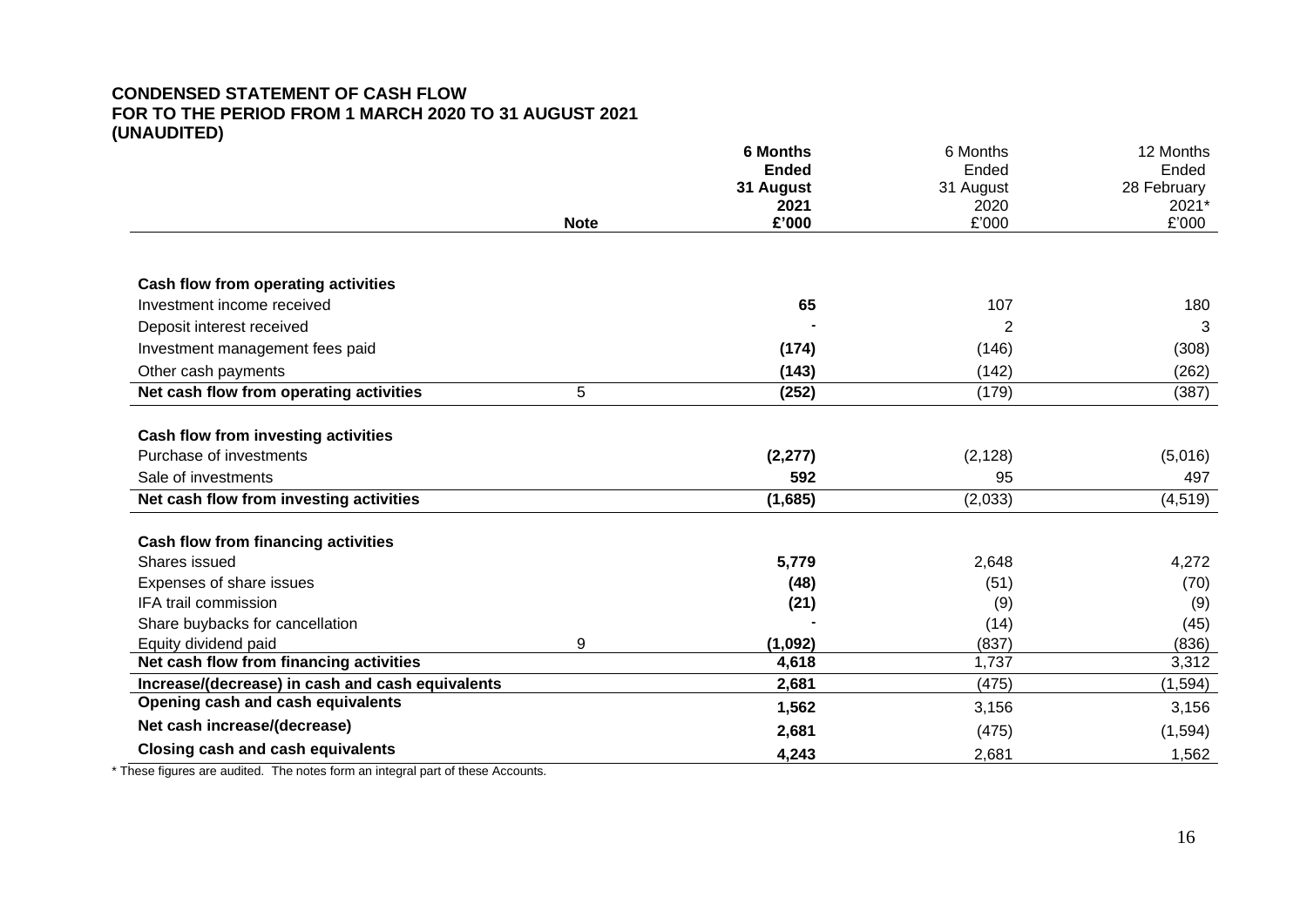**CONDENSED STATEMENT OF CASH FLOW**
**FOR TO THE PERIOD FROM 1 MARCH 2020 TO 31 AUGUST 2021**
**(UNAUDITED)**

| | Note | **6 Months Ended 31 August 2021 £'000** | 6 Months Ended 31 August 2020 £'000 | 12 Months Ended 28 February 2021* £'000 |
|---|---|---|---|---|
| **Cash flow from operating activities** | | | | |
| Investment income received | | **65** | 107 | 180 |
| Deposit interest received | | **-** | 2 | 3 |
| Investment management fees paid | | **(174)** | (146) | (308) |
| Other cash payments | | **(143)** | (142) | (262) |
| **Net cash flow from operating activities** | 5 | **(252)** | (179) | (387) |
| **Cash flow from investing activities** | | | | |
| Purchase of investments | | **(2,277)** | (2,128) | (5,016) |
| Sale of investments | | **592** | 95 | 497 |
| **Net cash flow from investing activities** | | **(1,685)** | (2,033) | (4,519) |
| **Cash flow from financing activities** | | | | |
| Shares issued | | **5,779** | 2,648 | 4,272 |
| Expenses of share issues | | **(48)** | (51) | (70) |
| IFA trail commission | | **(21)** | (9) | (9) |
| Share buybacks for cancellation | | **-** | (14) | (45) |
| Equity dividend paid | 9 | **(1,092)** | (837) | (836) |
| **Net cash flow from financing activities** | | **4,618** | 1,737 | 3,312 |
| **Increase/(decrease) in cash and cash equivalents** | | **2,681** | (475) | (1,594) |
| **Opening cash and cash equivalents** | | **1,562** | 3,156 | 3,156 |
| **Net cash increase/(decrease)** | | **2,681** | (475) | (1,594) |
| **Closing cash and cash equivalents** | | **4,243** | 2,681 | 1,562 |

\* These figures are audited. The notes form an integral part of these Accounts.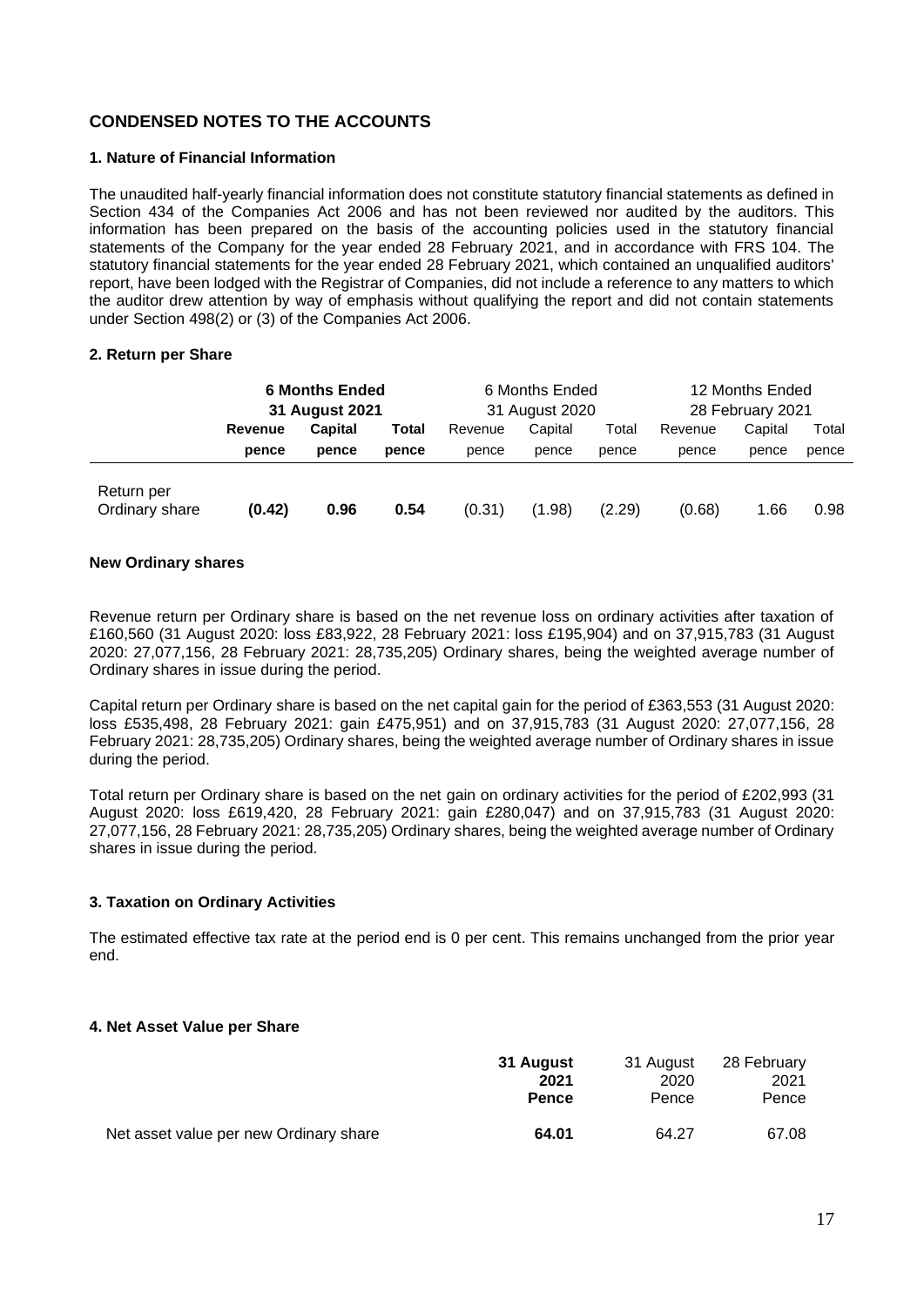## CONDENSED NOTES TO THE ACCOUNTS

### 1. Nature of Financial Information

The unaudited half-yearly financial information does not constitute statutory financial statements as defined in Section 434 of the Companies Act 2006 and has not been reviewed nor audited by the auditors. This information has been prepared on the basis of the accounting policies used in the statutory financial statements of the Company for the year ended 28 February 2021, and in accordance with FRS 104. The statutory financial statements for the year ended 28 February 2021, which contained an unqualified auditors' report, have been lodged with the Registrar of Companies, did not include a reference to any matters to which the auditor drew attention by way of emphasis without qualifying the report and did not contain statements under Section 498(2) or (3) of the Companies Act 2006.

### 2. Return per Share

| | **6 Months Ended 31 August 2021** | | | 6 Months Ended 31 August 2020 | | | 12 Months Ended 28 February 2021 | | |
|---|---|---|---|---|---|---|---|---|---|
| | **Revenue pence** | **Capital pence** | **Total pence** | Revenue pence | Capital pence | Total pence | Revenue pence | Capital pence | Total pence |
| Return per Ordinary share | **(0.42)** | **0.96** | **0.54** | (0.31) | (1.98) | (2.29) | (0.68) | 1.66 | 0.98 |

**New Ordinary shares**

Revenue return per Ordinary share is based on the net revenue loss on ordinary activities after taxation of £160,560 (31 August 2020: loss £83,922, 28 February 2021: loss £195,904) and on 37,915,783 (31 August 2020: 27,077,156, 28 February 2021: 28,735,205) Ordinary shares, being the weighted average number of Ordinary shares in issue during the period.

Capital return per Ordinary share is based on the net capital gain for the period of £363,553 (31 August 2020: loss £535,498, 28 February 2021: gain £475,951) and on 37,915,783 (31 August 2020: 27,077,156, 28 February 2021: 28,735,205) Ordinary shares, being the weighted average number of Ordinary shares in issue during the period.

Total return per Ordinary share is based on the net gain on ordinary activities for the period of £202,993 (31 August 2020: loss £619,420, 28 February 2021: gain £280,047) and on 37,915,783 (31 August 2020: 27,077,156, 28 February 2021: 28,735,205) Ordinary shares, being the weighted average number of Ordinary shares in issue during the period.

### 3. Taxation on Ordinary Activities

The estimated effective tax rate at the period end is 0 per cent. This remains unchanged from the prior year end.

### 4. Net Asset Value per Share

| | **31 August 2021 Pence** | 31 August 2020 Pence | 28 February 2021 Pence |
|---|---|---|---|
| Net asset value per new Ordinary share | **64.01** | 64.27 | 67.08 |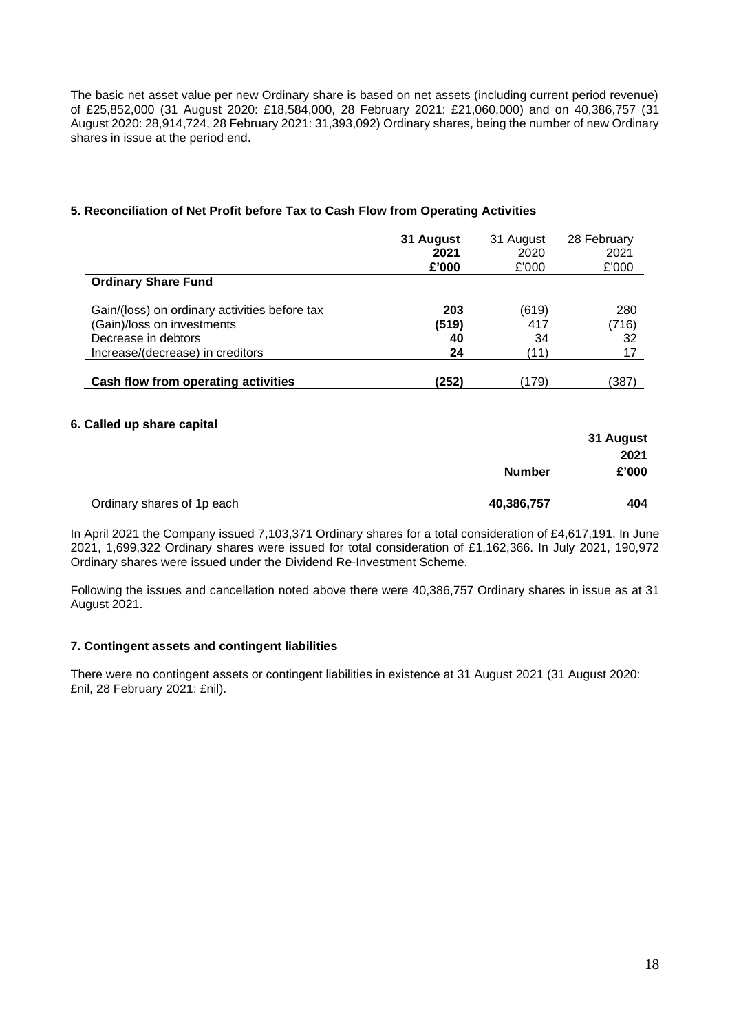The basic net asset value per new Ordinary share is based on net assets (including current period revenue) of £25,852,000 (31 August 2020: £18,584,000, 28 February 2021: £21,060,000) and on 40,386,757 (31 August 2020: 28,914,724, 28 February 2021: 31,393,092) Ordinary shares, being the number of new Ordinary shares in issue at the period end.

### 5. Reconciliation of Net Profit before Tax to Cash Flow from Operating Activities

| | **31 August 2021 £'000** | 31 August 2020 £'000 | 28 February 2021 £'000 |
|---|---|---|---|
| **Ordinary Share Fund** | | | |
| Gain/(loss) on ordinary activities before tax | **203** | (619) | 280 |
| (Gain)/loss on investments | **(519)** | 417 | (716) |
| Decrease in debtors | **40** | 34 | 32 |
| Increase/(decrease) in creditors | **24** | (11) | 17 |
| **Cash flow from operating activities** | **(252)** | (179) | (387) |

### 6. Called up share capital

| | **Number** | **31 August 2021 £'000** |
|---|---|---|
| Ordinary shares of 1p each | **40,386,757** | **404** |

In April 2021 the Company issued 7,103,371 Ordinary shares for a total consideration of £4,617,191. In June 2021, 1,699,322 Ordinary shares were issued for total consideration of £1,162,366. In July 2021, 190,972 Ordinary shares were issued under the Dividend Re-Investment Scheme.

Following the issues and cancellation noted above there were 40,386,757 Ordinary shares in issue as at 31 August 2021.

### 7. Contingent assets and contingent liabilities

There were no contingent assets or contingent liabilities in existence at 31 August 2021 (31 August 2020: £nil, 28 February 2021: £nil).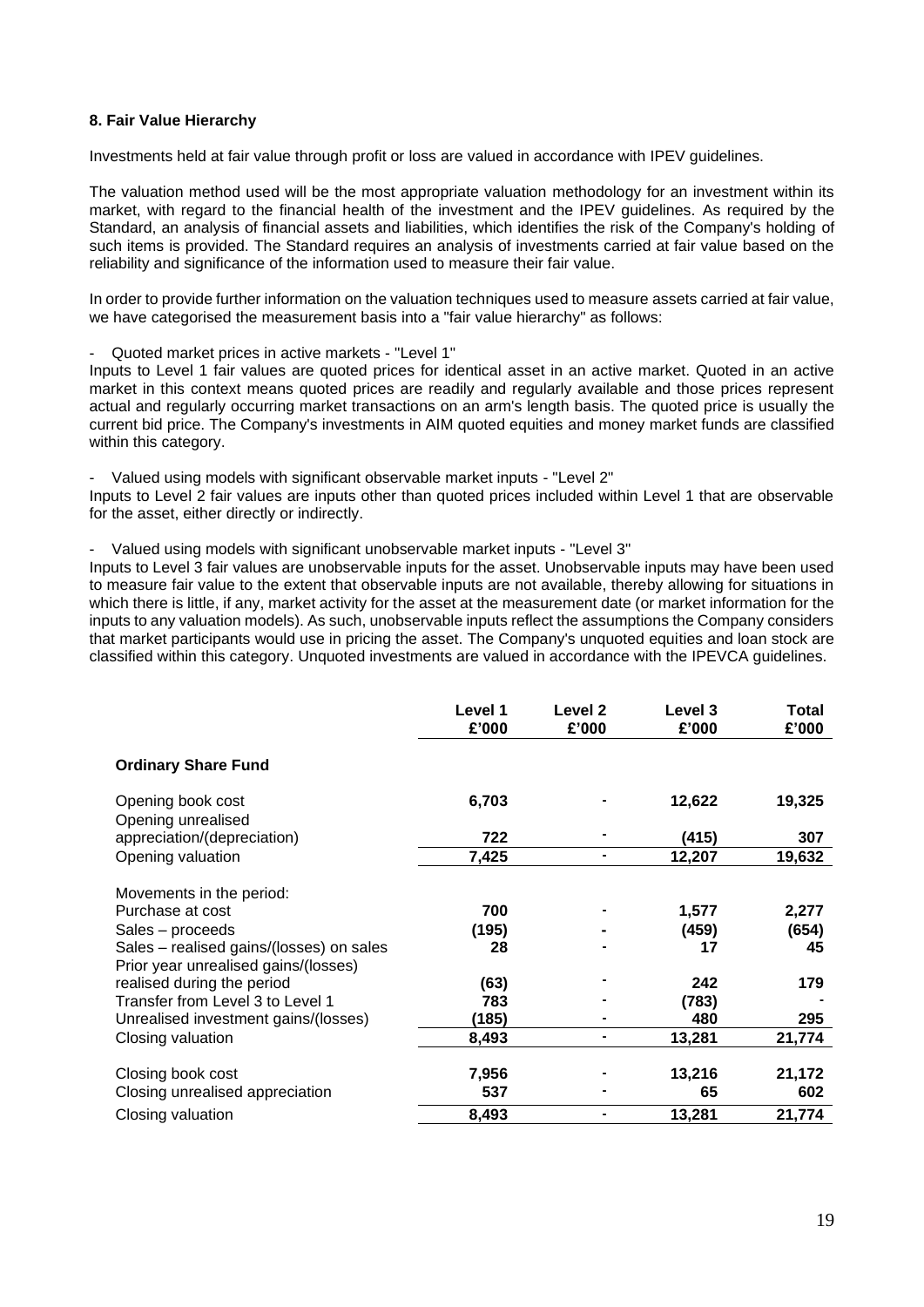**8. Fair Value Hierarchy**

Investments held at fair value through profit or loss are valued in accordance with IPEV guidelines.

The valuation method used will be the most appropriate valuation methodology for an investment within its market, with regard to the financial health of the investment and the IPEV guidelines. As required by the Standard, an analysis of financial assets and liabilities, which identifies the risk of the Company's holding of such items is provided. The Standard requires an analysis of investments carried at fair value based on the reliability and significance of the information used to measure their fair value.

In order to provide further information on the valuation techniques used to measure assets carried at fair value, we have categorised the measurement basis into a "fair value hierarchy" as follows:

- Quoted market prices in active markets - "Level 1"

Inputs to Level 1 fair values are quoted prices for identical asset in an active market. Quoted in an active market in this context means quoted prices are readily and regularly available and those prices represent actual and regularly occurring market transactions on an arm's length basis. The quoted price is usually the current bid price. The Company's investments in AIM quoted equities and money market funds are classified within this category.

- Valued using models with significant observable market inputs - "Level 2"

Inputs to Level 2 fair values are inputs other than quoted prices included within Level 1 that are observable for the asset, either directly or indirectly.

- Valued using models with significant unobservable market inputs - "Level 3"

Inputs to Level 3 fair values are unobservable inputs for the asset. Unobservable inputs may have been used to measure fair value to the extent that observable inputs are not available, thereby allowing for situations in which there is little, if any, market activity for the asset at the measurement date (or market information for the inputs to any valuation models). As such, unobservable inputs reflect the assumptions the Company considers that market participants would use in pricing the asset. The Company's unquoted equities and loan stock are classified within this category. Unquoted investments are valued in accordance with the IPEVCA guidelines.

| | Level 1 £'000 | Level 2 £'000 | Level 3 £'000 | Total £'000 |
|---|---|---|---|---|
| **Ordinary Share Fund** | | | | |
| Opening book cost | 6,703 | - | 12,622 | 19,325 |
| Opening unrealised appreciation/(depreciation) | 722 | - | (415) | 307 |
| Opening valuation | 7,425 | - | 12,207 | 19,632 |
| Movements in the period: | | | | |
| Purchase at cost | 700 | - | 1,577 | 2,277 |
| Sales – proceeds | (195) | - | (459) | (654) |
| Sales – realised gains/(losses) on sales | 28 | - | 17 | 45 |
| Prior year unrealised gains/(losses) realised during the period | (63) | - | 242 | 179 |
| Transfer from Level 3 to Level 1 | 783 | - | (783) | - |
| Unrealised investment gains/(losses) | (185) | - | 480 | 295 |
| Closing valuation | 8,493 | - | 13,281 | 21,774 |
| Closing book cost | 7,956 | - | 13,216 | 21,172 |
| Closing unrealised appreciation | 537 | - | 65 | 602 |
| Closing valuation | 8,493 | - | 13,281 | 21,774 |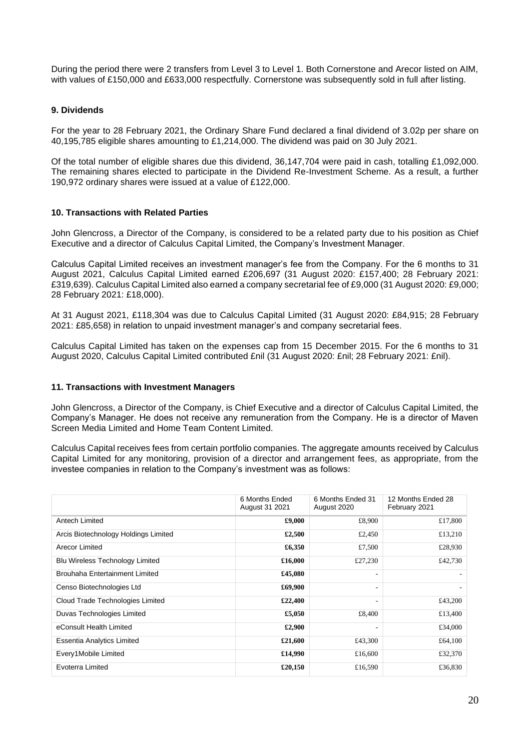During the period there were 2 transfers from Level 3 to Level 1. Both Cornerstone and Arecor listed on AIM, with values of £150,000 and £633,000 respectfully. Cornerstone was subsequently sold in full after listing.

## 9. Dividends

For the year to 28 February 2021, the Ordinary Share Fund declared a final dividend of 3.02p per share on 40,195,785 eligible shares amounting to £1,214,000. The dividend was paid on 30 July 2021.

Of the total number of eligible shares due this dividend, 36,147,704 were paid in cash, totalling £1,092,000. The remaining shares elected to participate in the Dividend Re-Investment Scheme. As a result, a further 190,972 ordinary shares were issued at a value of £122,000.

## 10. Transactions with Related Parties

John Glencross, a Director of the Company, is considered to be a related party due to his position as Chief Executive and a director of Calculus Capital Limited, the Company's Investment Manager.

Calculus Capital Limited receives an investment manager's fee from the Company. For the 6 months to 31 August 2021, Calculus Capital Limited earned £206,697 (31 August 2020: £157,400; 28 February 2021: £319,639). Calculus Capital Limited also earned a company secretarial fee of £9,000 (31 August 2020: £9,000; 28 February 2021: £18,000).

At 31 August 2021, £118,304 was due to Calculus Capital Limited (31 August 2020: £84,915; 28 February 2021: £85,658) in relation to unpaid investment manager's and company secretarial fees.

Calculus Capital Limited has taken on the expenses cap from 15 December 2015. For the 6 months to 31 August 2020, Calculus Capital Limited contributed £nil (31 August 2020: £nil; 28 February 2021: £nil).

## 11. Transactions with Investment Managers

John Glencross, a Director of the Company, is Chief Executive and a director of Calculus Capital Limited, the Company's Manager. He does not receive any remuneration from the Company. He is a director of Maven Screen Media Limited and Home Team Content Limited.

Calculus Capital receives fees from certain portfolio companies. The aggregate amounts received by Calculus Capital Limited for any monitoring, provision of a director and arrangement fees, as appropriate, from the investee companies in relation to the Company's investment was as follows:

| | 6 Months Ended August 31 2021 | 6 Months Ended 31 August 2020 | 12 Months Ended 28 February 2021 |
|---|---|---|---|
| Antech Limited | **£9,000** | £8,900 | £17,800 |
| Arcis Biotechnology Holdings Limited | **£2,500** | £2,450 | £13,210 |
| Arecor Limited | **£6,350** | £7,500 | £28,930 |
| Blu Wireless Technology Limited | **£16,000** | £27,230 | £42,730 |
| Brouhaha Entertainment Limited | **£45,080** | - | - |
| Censo Biotechnologies Ltd | **£69,900** | - | - |
| Cloud Trade Technologies Limited | **£22,400** | - | £43,200 |
| Duvas Technologies Limited | **£5,050** | £8,400 | £13,400 |
| eConsult Health Limited | **£2,900** | - | £34,000 |
| Essentia Analytics Limited | **£21,600** | £43,300 | £64,100 |
| Every1Mobile Limited | **£14,990** | £16,600 | £32,370 |
| Evoterra Limited | **£20,150** | £16,590 | £36,830 |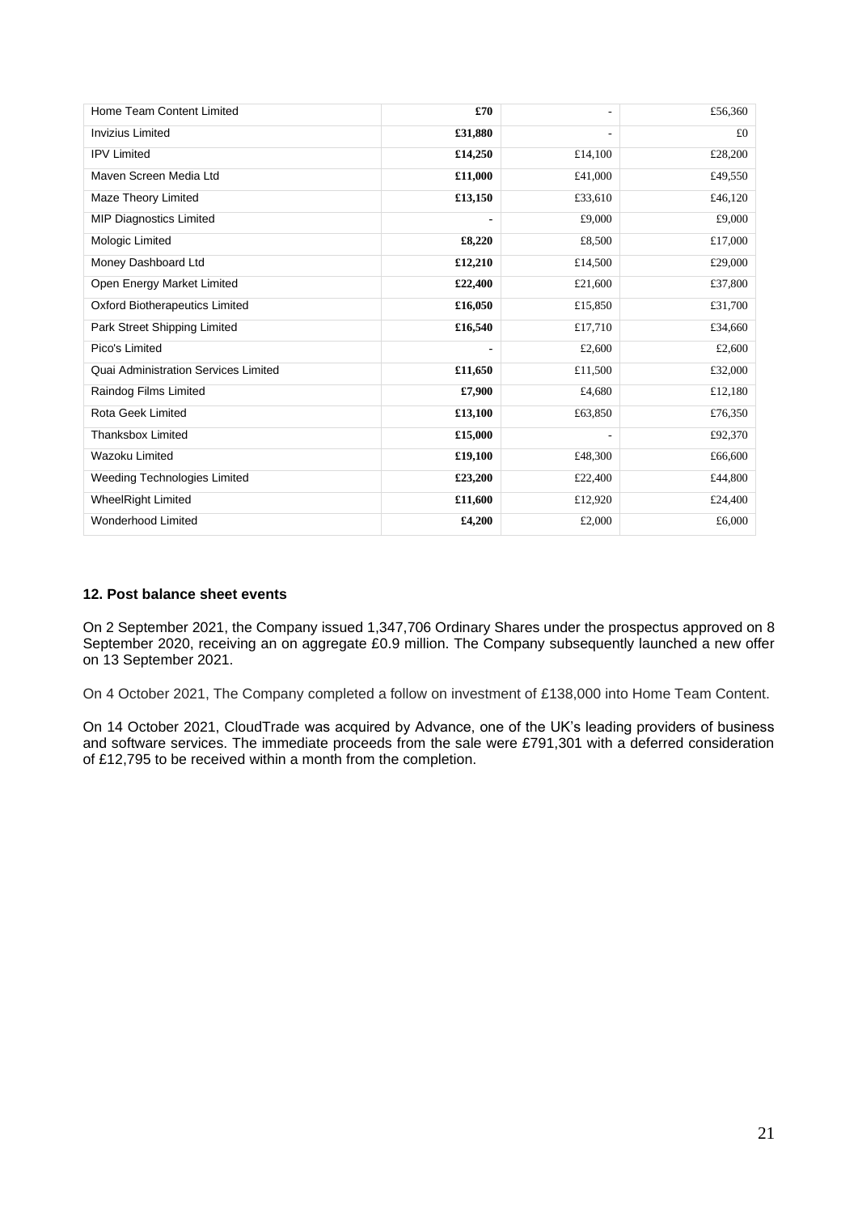| | | | |
|---|---|---|---|
| Home Team Content Limited | **£70** | - | £56,360 |
| Invizius Limited | **£31,880** | - | £0 |
| IPV Limited | **£14,250** | £14,100 | £28,200 |
| Maven Screen Media Ltd | **£11,000** | £41,000 | £49,550 |
| Maze Theory Limited | **£13,150** | £33,610 | £46,120 |
| MIP Diagnostics Limited | - | £9,000 | £9,000 |
| Mologic Limited | **£8,220** | £8,500 | £17,000 |
| Money Dashboard Ltd | **£12,210** | £14,500 | £29,000 |
| Open Energy Market Limited | **£22,400** | £21,600 | £37,800 |
| Oxford Biotherapeutics Limited | **£16,050** | £15,850 | £31,700 |
| Park Street Shipping Limited | **£16,540** | £17,710 | £34,660 |
| Pico's Limited | - | £2,600 | £2,600 |
| Quai Administration Services Limited | **£11,650** | £11,500 | £32,000 |
| Raindog Films Limited | **£7,900** | £4,680 | £12,180 |
| Rota Geek Limited | **£13,100** | £63,850 | £76,350 |
| Thanksbox Limited | **£15,000** | - | £92,370 |
| Wazoku Limited | **£19,100** | £48,300 | £66,600 |
| Weeding Technologies Limited | **£23,200** | £22,400 | £44,800 |
| WheelRight Limited | **£11,600** | £12,920 | £24,400 |
| Wonderhood Limited | **£4,200** | £2,000 | £6,000 |

**12. Post balance sheet events**

On 2 September 2021, the Company issued 1,347,706 Ordinary Shares under the prospectus approved on 8 September 2020, receiving an on aggregate £0.9 million. The Company subsequently launched a new offer on 13 September 2021.

On 4 October 2021, The Company completed a follow on investment of £138,000 into Home Team Content.

On 14 October 2021, CloudTrade was acquired by Advance, one of the UK's leading providers of business and software services. The immediate proceeds from the sale were £791,301 with a deferred consideration of £12,795 to be received within a month from the completion.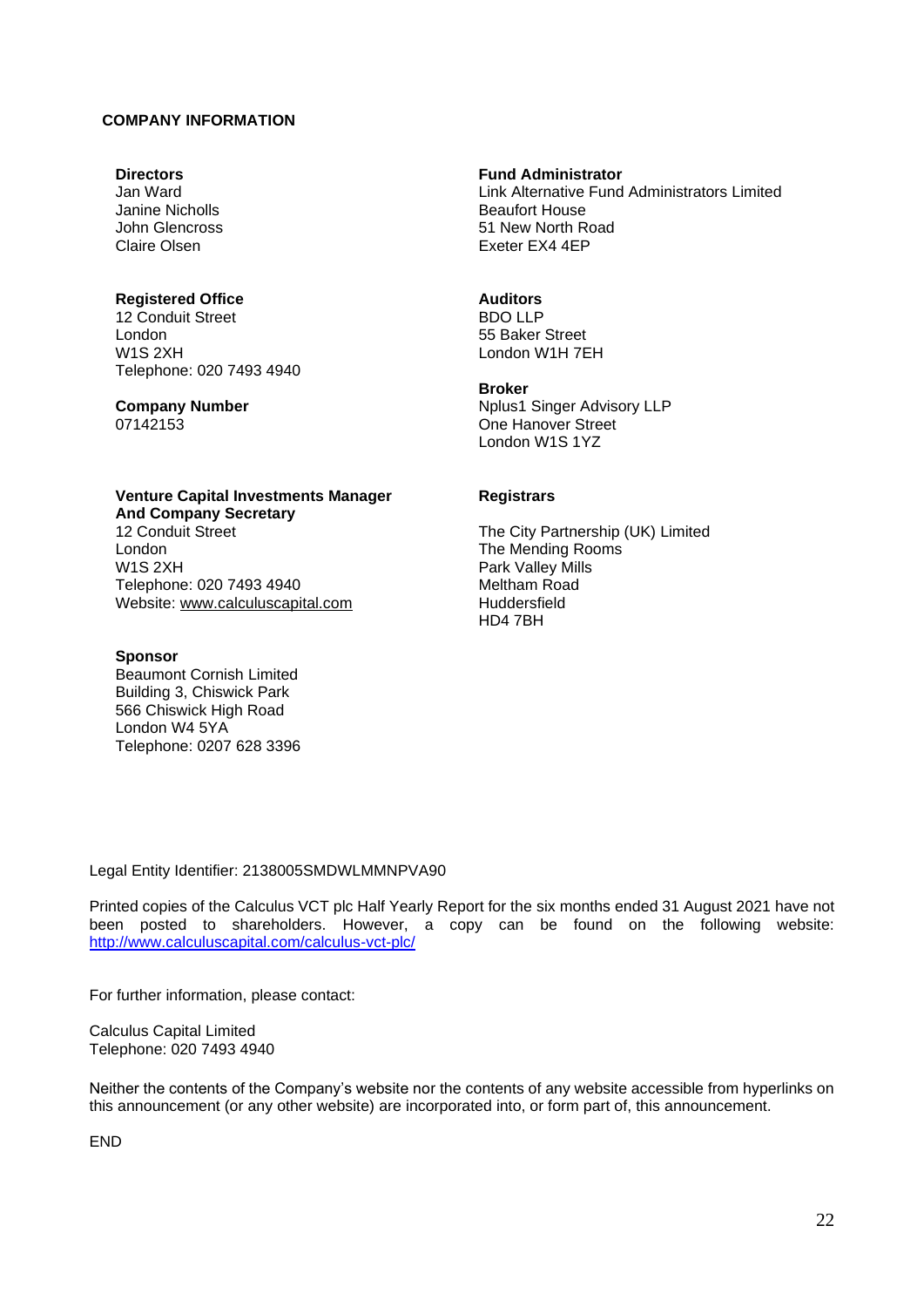## COMPANY INFORMATION

**Directors**
Jan Ward
Janine Nicholls
John Glencross
Claire Olsen

**Registered Office**
12 Conduit Street
London
W1S 2XH
Telephone: 020 7493 4940

**Company Number**
07142153

**Venture Capital Investments Manager And Company Secretary**
12 Conduit Street
London
W1S 2XH
Telephone: 020 7493 4940
Website: www.calculuscapital.com

**Sponsor**
Beaumont Cornish Limited
Building 3, Chiswick Park
566 Chiswick High Road
London W4 5YA
Telephone: 0207 628 3396

**Fund Administrator**
Link Alternative Fund Administrators Limited
Beaufort House
51 New North Road
Exeter EX4 4EP

**Auditors**
BDO LLP
55 Baker Street
London W1H 7EH

**Broker**
Nplus1 Singer Advisory LLP
One Hanover Street
London W1S 1YZ

**Registrars**

The City Partnership (UK) Limited
The Mending Rooms
Park Valley Mills
Meltham Road
Huddersfield
HD4 7BH

Legal Entity Identifier: 2138005SMDWLMMNPVA90

Printed copies of the Calculus VCT plc Half Yearly Report for the six months ended 31 August 2021 have not been posted to shareholders. However, a copy can be found on the following website: http://www.calculuscapital.com/calculus-vct-plc/

For further information, please contact:

Calculus Capital Limited
Telephone: 020 7493 4940

Neither the contents of the Company's website nor the contents of any website accessible from hyperlinks on this announcement (or any other website) are incorporated into, or form part of, this announcement.

END